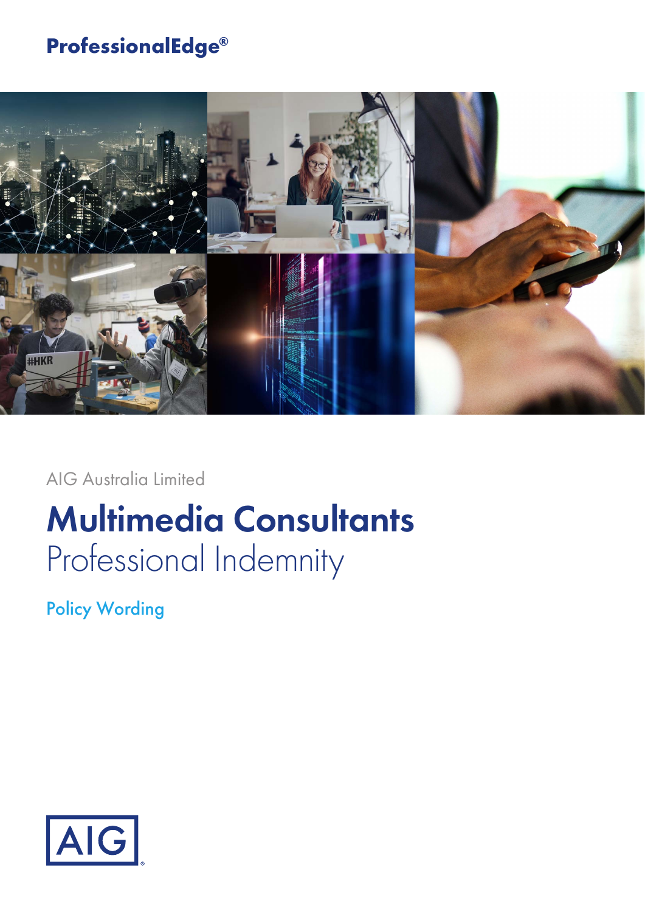**ProfessionalEdge®**

AIG Australia Limited

# Multimedia Consultants

## Professional Indemnity

Policy Wording

AIG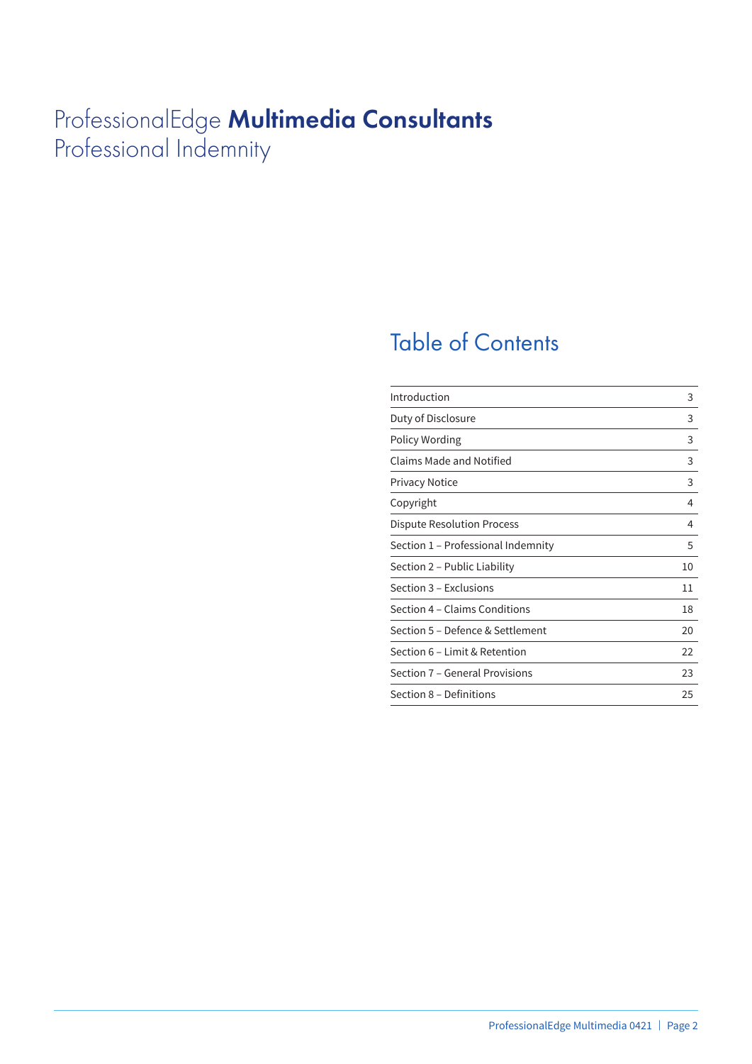# ProfessionalEdge **Multimedia Consultants** Professional Indemnity

## Table of Contents

| | |
|---|---|
| Introduction | 3 |
| Duty of Disclosure | 3 |
| Policy Wording | 3 |
| Claims Made and Notified | 3 |
| Privacy Notice | 3 |
| Copyright | 4 |
| Dispute Resolution Process | 4 |
| Section 1 – Professional Indemnity | 5 |
| Section 2 – Public Liability | 10 |
| Section 3 – Exclusions | 11 |
| Section 4 – Claims Conditions | 18 |
| Section 5 – Defence & Settlement | 20 |
| Section 6 – Limit & Retention | 22 |
| Section 7 – General Provisions | 23 |
| Section 8 – Definitions | 25 |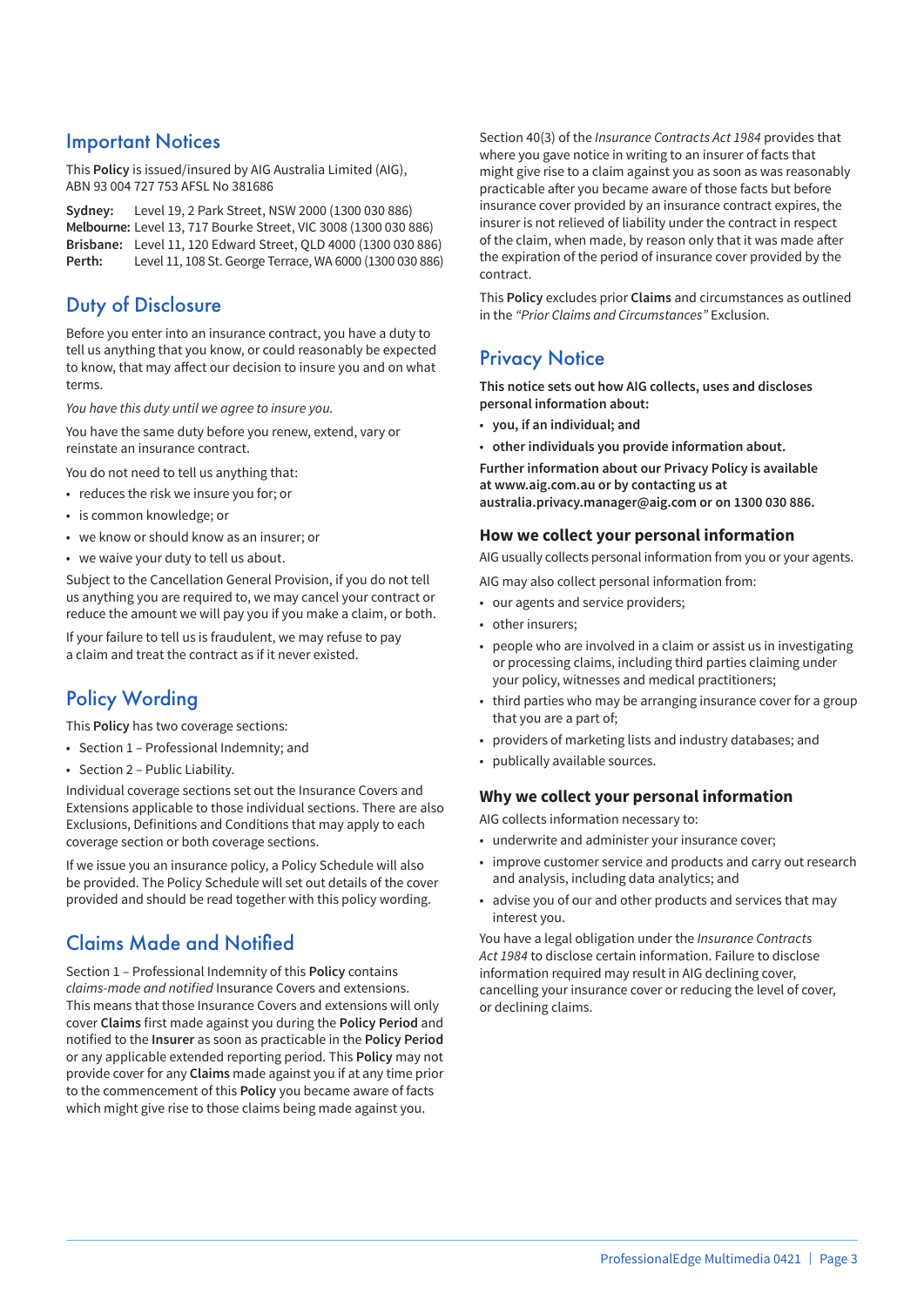## Important Notices

This **Policy** is issued/insured by AIG Australia Limited (AIG), ABN 93 004 727 753 AFSL No 381686

**Sydney:** Level 19, 2 Park Street, NSW 2000 (1300 030 886)
**Melbourne:** Level 13, 717 Bourke Street, VIC 3008 (1300 030 886)
**Brisbane:** Level 11, 120 Edward Street, QLD 4000 (1300 030 886)
**Perth:** Level 11, 108 St. George Terrace, WA 6000 (1300 030 886)

## Duty of Disclosure

Before you enter into an insurance contract, you have a duty to tell us anything that you know, or could reasonably be expected to know, that may affect our decision to insure you and on what terms.

*You have this duty until we agree to insure you.*

You have the same duty before you renew, extend, vary or reinstate an insurance contract.

You do not need to tell us anything that:

- reduces the risk we insure you for; or
- is common knowledge; or
- we know or should know as an insurer; or
- we waive your duty to tell us about.

Subject to the Cancellation General Provision, if you do not tell us anything you are required to, we may cancel your contract or reduce the amount we will pay you if you make a claim, or both.

If your failure to tell us is fraudulent, we may refuse to pay a claim and treat the contract as if it never existed.

## Policy Wording

This **Policy** has two coverage sections:

- Section 1 – Professional Indemnity; and
- Section 2 – Public Liability.

Individual coverage sections set out the Insurance Covers and Extensions applicable to those individual sections. There are also Exclusions, Definitions and Conditions that may apply to each coverage section or both coverage sections.

If we issue you an insurance policy, a Policy Schedule will also be provided. The Policy Schedule will set out details of the cover provided and should be read together with this policy wording.

## Claims Made and Notified

Section 1 – Professional Indemnity of this **Policy** contains *claims-made and notified* Insurance Covers and extensions. This means that those Insurance Covers and extensions will only cover **Claims** first made against you during the **Policy Period** and notified to the **Insurer** as soon as practicable in the **Policy Period** or any applicable extended reporting period. This **Policy** may not provide cover for any **Claims** made against you if at any time prior to the commencement of this **Policy** you became aware of facts which might give rise to those claims being made against you.

Section 40(3) of the *Insurance Contracts Act 1984* provides that where you gave notice in writing to an insurer of facts that might give rise to a claim against you as soon as was reasonably practicable after you became aware of those facts but before insurance cover provided by an insurance contract expires, the insurer is not relieved of liability under the contract in respect of the claim, when made, by reason only that it was made after the expiration of the period of insurance cover provided by the contract.

This **Policy** excludes prior **Claims** and circumstances as outlined in the *"Prior Claims and Circumstances"* Exclusion.

## Privacy Notice

**This notice sets out how AIG collects, uses and discloses personal information about:**

- **you, if an individual; and**
- **other individuals you provide information about.**

**Further information about our Privacy Policy is available at www.aig.com.au or by contacting us at australia.privacy.manager@aig.com or on 1300 030 886.**

### How we collect your personal information

AIG usually collects personal information from you or your agents.

AIG may also collect personal information from:

- our agents and service providers;
- other insurers;
- people who are involved in a claim or assist us in investigating or processing claims, including third parties claiming under your policy, witnesses and medical practitioners;
- third parties who may be arranging insurance cover for a group that you are a part of;
- providers of marketing lists and industry databases; and
- publically available sources.

### Why we collect your personal information

AIG collects information necessary to:

- underwrite and administer your insurance cover;
- improve customer service and products and carry out research and analysis, including data analytics; and
- advise you of our and other products and services that may interest you.

You have a legal obligation under the *Insurance Contracts Act 1984* to disclose certain information. Failure to disclose information required may result in AIG declining cover, cancelling your insurance cover or reducing the level of cover, or declining claims.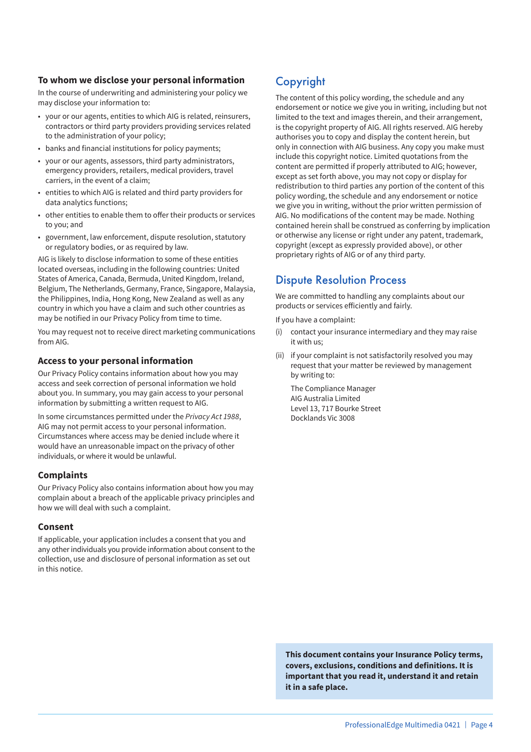### To whom we disclose your personal information

In the course of underwriting and administering your policy we may disclose your information to:

- your or our agents, entities to which AIG is related, reinsurers, contractors or third party providers providing services related to the administration of your policy;
- banks and financial institutions for policy payments;
- your or our agents, assessors, third party administrators, emergency providers, retailers, medical providers, travel carriers, in the event of a claim;
- entities to which AIG is related and third party providers for data analytics functions;
- other entities to enable them to offer their products or services to you; and
- government, law enforcement, dispute resolution, statutory or regulatory bodies, or as required by law.

AIG is likely to disclose information to some of these entities located overseas, including in the following countries: United States of America, Canada, Bermuda, United Kingdom, Ireland, Belgium, The Netherlands, Germany, France, Singapore, Malaysia, the Philippines, India, Hong Kong, New Zealand as well as any country in which you have a claim and such other countries as may be notified in our Privacy Policy from time to time.

You may request not to receive direct marketing communications from AIG.

### Access to your personal information

Our Privacy Policy contains information about how you may access and seek correction of personal information we hold about you. In summary, you may gain access to your personal information by submitting a written request to AIG.

In some circumstances permitted under the *Privacy Act 1988*, AIG may not permit access to your personal information. Circumstances where access may be denied include where it would have an unreasonable impact on the privacy of other individuals, or where it would be unlawful.

### Complaints

Our Privacy Policy also contains information about how you may complain about a breach of the applicable privacy principles and how we will deal with such a complaint.

### Consent

If applicable, your application includes a consent that you and any other individuals you provide information about consent to the collection, use and disclosure of personal information as set out in this notice.

## Copyright

The content of this policy wording, the schedule and any endorsement or notice we give you in writing, including but not limited to the text and images therein, and their arrangement, is the copyright property of AIG. All rights reserved. AIG hereby authorises you to copy and display the content herein, but only in connection with AIG business. Any copy you make must include this copyright notice. Limited quotations from the content are permitted if properly attributed to AIG; however, except as set forth above, you may not copy or display for redistribution to third parties any portion of the content of this policy wording, the schedule and any endorsement or notice we give you in writing, without the prior written permission of AIG. No modifications of the content may be made. Nothing contained herein shall be construed as conferring by implication or otherwise any license or right under any patent, trademark, copyright (except as expressly provided above), or other proprietary rights of AIG or of any third party.

## Dispute Resolution Process

We are committed to handling any complaints about our products or services efficiently and fairly.

If you have a complaint:

(i) contact your insurance intermediary and they may raise it with us;

(ii) if your complaint is not satisfactorily resolved you may request that your matter be reviewed by management by writing to:

The Compliance Manager
AIG Australia Limited
Level 13, 717 Bourke Street
Docklands Vic 3008

**This document contains your Insurance Policy terms, covers, exclusions, conditions and definitions. It is important that you read it, understand it and retain it in a safe place.**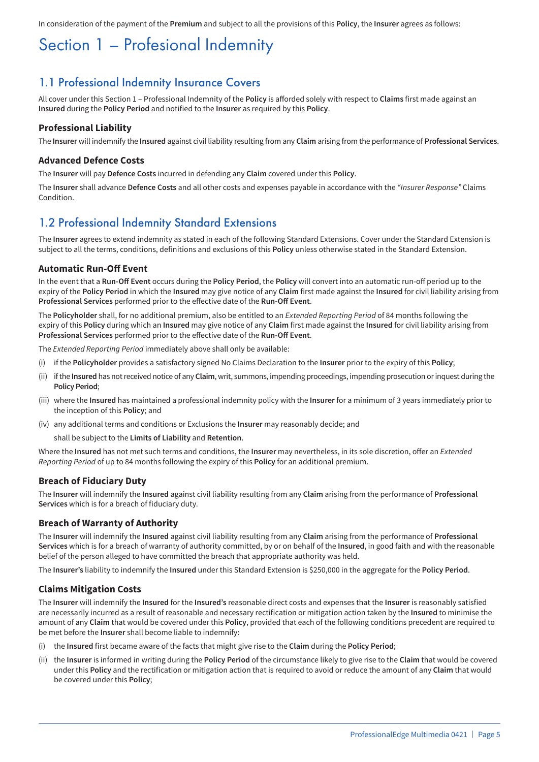In consideration of the payment of the **Premium** and subject to all the provisions of this **Policy**, the **Insurer** agrees as follows:

# Section 1 – Profesional Indemnity

## 1.1 Professional Indemnity Insurance Covers

All cover under this Section 1 – Professional Indemnity of the **Policy** is afforded solely with respect to **Claims** first made against an **Insured** during the **Policy Period** and notified to the **Insurer** as required by this **Policy**.

### Professional Liability

The **Insurer** will indemnify the **Insured** against civil liability resulting from any **Claim** arising from the performance of **Professional Services**.

### Advanced Defence Costs

The **Insurer** will pay **Defence Costs** incurred in defending any **Claim** covered under this **Policy**.

The **Insurer** shall advance **Defence Costs** and all other costs and expenses payable in accordance with the *"Insurer Response"* Claims Condition.

## 1.2 Professional Indemnity Standard Extensions

The **Insurer** agrees to extend indemnity as stated in each of the following Standard Extensions. Cover under the Standard Extension is subject to all the terms, conditions, definitions and exclusions of this **Policy** unless otherwise stated in the Standard Extension.

### Automatic Run-Off Event

In the event that a **Run-Off Event** occurs during the **Policy Period**, the **Policy** will convert into an automatic run-off period up to the expiry of the **Policy Period** in which the **Insured** may give notice of any **Claim** first made against the **Insured** for civil liability arising from **Professional Services** performed prior to the effective date of the **Run-Off Event**.

The **Policyholder** shall, for no additional premium, also be entitled to an *Extended Reporting Period* of 84 months following the expiry of this **Policy** during which an **Insured** may give notice of any **Claim** first made against the **Insured** for civil liability arising from **Professional Services** performed prior to the effective date of the **Run-Off Event**.

The *Extended Reporting Period* immediately above shall only be available:

(i) if the **Policyholder** provides a satisfactory signed No Claims Declaration to the **Insurer** prior to the expiry of this **Policy**;

(ii) if the **Insured** has not received notice of any **Claim**, writ, summons, impending proceedings, impending prosecution or inquest during the **Policy Period**;

(iii) where the **Insured** has maintained a professional indemnity policy with the **Insurer** for a minimum of 3 years immediately prior to the inception of this **Policy**; and

(iv) any additional terms and conditions or Exclusions the **Insurer** may reasonably decide; and

shall be subject to the **Limits of Liability** and **Retention**.

Where the **Insured** has not met such terms and conditions, the **Insurer** may nevertheless, in its sole discretion, offer an *Extended Reporting Period* of up to 84 months following the expiry of this **Policy** for an additional premium.

### Breach of Fiduciary Duty

The **Insurer** will indemnify the **Insured** against civil liability resulting from any **Claim** arising from the performance of **Professional Services** which is for a breach of fiduciary duty.

### Breach of Warranty of Authority

The **Insurer** will indemnify the **Insured** against civil liability resulting from any **Claim** arising from the performance of **Professional Services** which is for a breach of warranty of authority committed, by or on behalf of the **Insured**, in good faith and with the reasonable belief of the person alleged to have committed the breach that appropriate authority was held.

The **Insurer's** liability to indemnify the **Insured** under this Standard Extension is $250,000 in the aggregate for the **Policy Period**.

### Claims Mitigation Costs

The **Insurer** will indemnify the **Insured** for the **Insured's** reasonable direct costs and expenses that the **Insurer** is reasonably satisfied are necessarily incurred as a result of reasonable and necessary rectification or mitigation action taken by the **Insured** to minimise the amount of any **Claim** that would be covered under this **Policy**, provided that each of the following conditions precedent are required to be met before the **Insurer** shall become liable to indemnify:

(i) the **Insured** first became aware of the facts that might give rise to the **Claim** during the **Policy Period**;

(ii) the **Insurer** is informed in writing during the **Policy Period** of the circumstance likely to give rise to the **Claim** that would be covered under this **Policy** and the rectification or mitigation action that is required to avoid or reduce the amount of any **Claim** that would be covered under this **Policy**;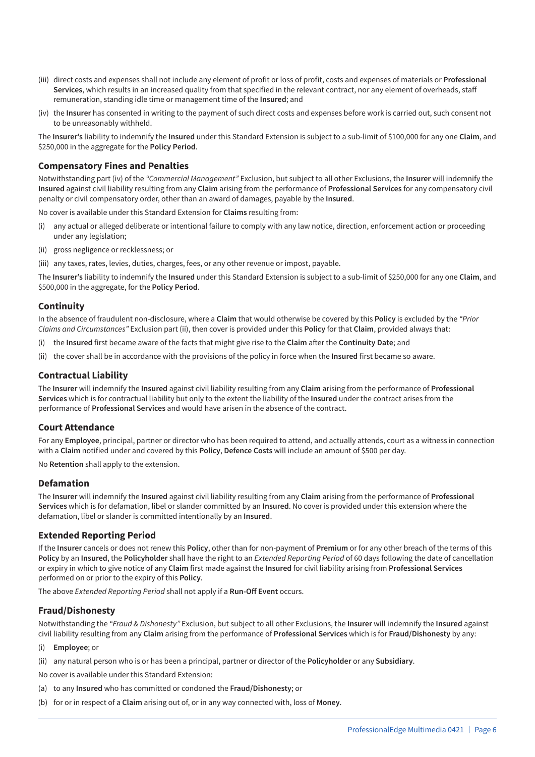(iii) direct costs and expenses shall not include any element of profit or loss of profit, costs and expenses of materials or **Professional Services**, which results in an increased quality from that specified in the relevant contract, nor any element of overheads, staff remuneration, standing idle time or management time of the **Insured**; and

(iv) the **Insurer** has consented in writing to the payment of such direct costs and expenses before work is carried out, such consent not to be unreasonably withheld.

The **Insurer's** liability to indemnify the **Insured** under this Standard Extension is subject to a sub-limit of $100,000 for any one **Claim**, and $250,000 in the aggregate for the **Policy Period**.

### Compensatory Fines and Penalties

Notwithstanding part (iv) of the *"Commercial Management"* Exclusion, but subject to all other Exclusions, the **Insurer** will indemnify the **Insured** against civil liability resulting from any **Claim** arising from the performance of **Professional Services** for any compensatory civil penalty or civil compensatory order, other than an award of damages, payable by the **Insured**.

No cover is available under this Standard Extension for **Claims** resulting from:

(i) any actual or alleged deliberate or intentional failure to comply with any law notice, direction, enforcement action or proceeding under any legislation;

(ii) gross negligence or recklessness; or

(iii) any taxes, rates, levies, duties, charges, fees, or any other revenue or impost, payable.

The **Insurer's** liability to indemnify the **Insured** under this Standard Extension is subject to a sub-limit of $250,000 for any one **Claim**, and $500,000 in the aggregate, for the **Policy Period**.

### Continuity

In the absence of fraudulent non-disclosure, where a **Claim** that would otherwise be covered by this **Policy** is excluded by the *"Prior Claims and Circumstances"* Exclusion part (ii), then cover is provided under this **Policy** for that **Claim**, provided always that:

(i) the **Insured** first became aware of the facts that might give rise to the **Claim** after the **Continuity Date**; and

(ii) the cover shall be in accordance with the provisions of the policy in force when the **Insured** first became so aware.

### Contractual Liability

The **Insurer** will indemnify the **Insured** against civil liability resulting from any **Claim** arising from the performance of **Professional Services** which is for contractual liability but only to the extent the liability of the **Insured** under the contract arises from the performance of **Professional Services** and would have arisen in the absence of the contract.

### Court Attendance

For any **Employee**, principal, partner or director who has been required to attend, and actually attends, court as a witness in connection with a **Claim** notified under and covered by this **Policy**, **Defence Costs** will include an amount of $500 per day.

No **Retention** shall apply to the extension.

### Defamation

The **Insurer** will indemnify the **Insured** against civil liability resulting from any **Claim** arising from the performance of **Professional Services** which is for defamation, libel or slander committed by an **Insured**. No cover is provided under this extension where the defamation, libel or slander is committed intentionally by an **Insured**.

### Extended Reporting Period

If the **Insurer** cancels or does not renew this **Policy**, other than for non-payment of **Premium** or for any other breach of the terms of this **Policy** by an **Insured**, the **Policyholder** shall have the right to an *Extended Reporting Period* of 60 days following the date of cancellation or expiry in which to give notice of any **Claim** first made against the **Insured** for civil liability arising from **Professional Services** performed on or prior to the expiry of this **Policy**.

The above *Extended Reporting Period* shall not apply if a **Run-Off Event** occurs.

### Fraud/Dishonesty

Notwithstanding the *"Fraud & Dishonesty"* Exclusion, but subject to all other Exclusions, the **Insurer** will indemnify the **Insured** against civil liability resulting from any **Claim** arising from the performance of **Professional Services** which is for **Fraud/Dishonesty** by any:

(i) **Employee**; or

(ii) any natural person who is or has been a principal, partner or director of the **Policyholder** or any **Subsidiary**.

No cover is available under this Standard Extension:

(a) to any **Insured** who has committed or condoned the **Fraud/Dishonesty**; or

(b) for or in respect of a **Claim** arising out of, or in any way connected with, loss of **Money**.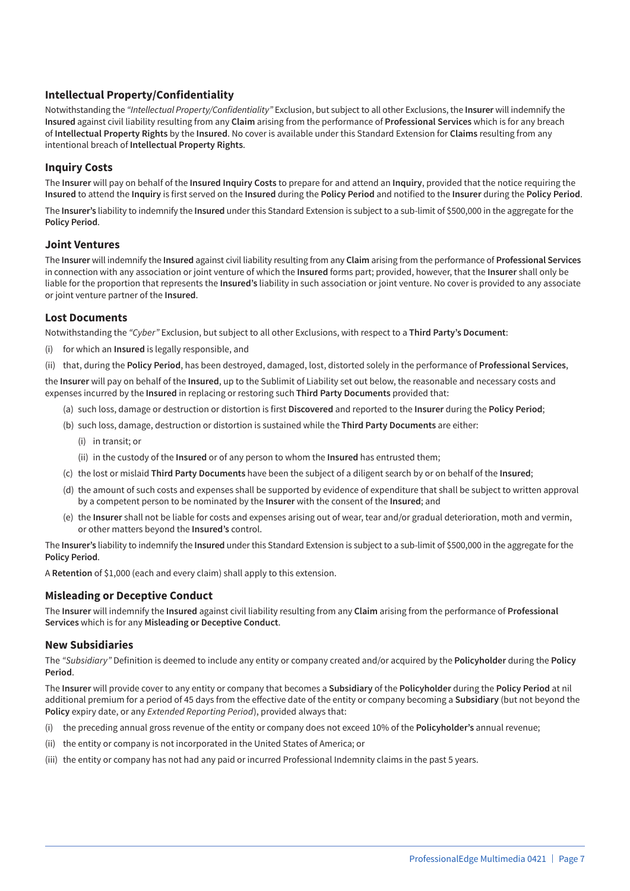## Intellectual Property/Confidentiality

Notwithstanding the *"Intellectual Property/Confidentiality"* Exclusion, but subject to all other Exclusions, the **Insurer** will indemnify the **Insured** against civil liability resulting from any **Claim** arising from the performance of **Professional Services** which is for any breach of **Intellectual Property Rights** by the **Insured**. No cover is available under this Standard Extension for **Claims** resulting from any intentional breach of **Intellectual Property Rights**.

## Inquiry Costs

The **Insurer** will pay on behalf of the **Insured Inquiry Costs** to prepare for and attend an **Inquiry**, provided that the notice requiring the **Insured** to attend the **Inquiry** is first served on the **Insured** during the **Policy Period** and notified to the **Insurer** during the **Policy Period**.

The **Insurer's** liability to indemnify the **Insured** under this Standard Extension is subject to a sub-limit of $500,000 in the aggregate for the **Policy Period**.

## Joint Ventures

The **Insurer** will indemnify the **Insured** against civil liability resulting from any **Claim** arising from the performance of **Professional Services** in connection with any association or joint venture of which the **Insured** forms part; provided, however, that the **Insurer** shall only be liable for the proportion that represents the **Insured's** liability in such association or joint venture. No cover is provided to any associate or joint venture partner of the **Insured**.

## Lost Documents

Notwithstanding the *"Cyber"* Exclusion, but subject to all other Exclusions, with respect to a **Third Party's Document**:

(i) for which an **Insured** is legally responsible, and

(ii) that, during the **Policy Period**, has been destroyed, damaged, lost, distorted solely in the performance of **Professional Services**,

the **Insurer** will pay on behalf of the **Insured**, up to the Sublimit of Liability set out below, the reasonable and necessary costs and expenses incurred by the **Insured** in replacing or restoring such **Third Party Documents** provided that:

(a) such loss, damage or destruction or distortion is first **Discovered** and reported to the **Insurer** during the **Policy Period**;

(b) such loss, damage, destruction or distortion is sustained while the **Third Party Documents** are either:

  (i) in transit; or

  (ii) in the custody of the **Insured** or of any person to whom the **Insured** has entrusted them;

(c) the lost or mislaid **Third Party Documents** have been the subject of a diligent search by or on behalf of the **Insured**;

(d) the amount of such costs and expenses shall be supported by evidence of expenditure that shall be subject to written approval by a competent person to be nominated by the **Insurer** with the consent of the **Insured**; and

(e) the **Insurer** shall not be liable for costs and expenses arising out of wear, tear and/or gradual deterioration, moth and vermin, or other matters beyond the **Insured's** control.

The **Insurer's** liability to indemnify the **Insured** under this Standard Extension is subject to a sub-limit of $500,000 in the aggregate for the **Policy Period**.

A **Retention** of $1,000 (each and every claim) shall apply to this extension.

## Misleading or Deceptive Conduct

The **Insurer** will indemnify the **Insured** against civil liability resulting from any **Claim** arising from the performance of **Professional Services** which is for any **Misleading or Deceptive Conduct**.

## New Subsidiaries

The *"Subsidiary"* Definition is deemed to include any entity or company created and/or acquired by the **Policyholder** during the **Policy Period**.

The **Insurer** will provide cover to any entity or company that becomes a **Subsidiary** of the **Policyholder** during the **Policy Period** at nil additional premium for a period of 45 days from the effective date of the entity or company becoming a **Subsidiary** (but not beyond the **Policy** expiry date, or any *Extended Reporting Period*), provided always that:

(i) the preceding annual gross revenue of the entity or company does not exceed 10% of the **Policyholder's** annual revenue;

(ii) the entity or company is not incorporated in the United States of America; or

(iii) the entity or company has not had any paid or incurred Professional Indemnity claims in the past 5 years.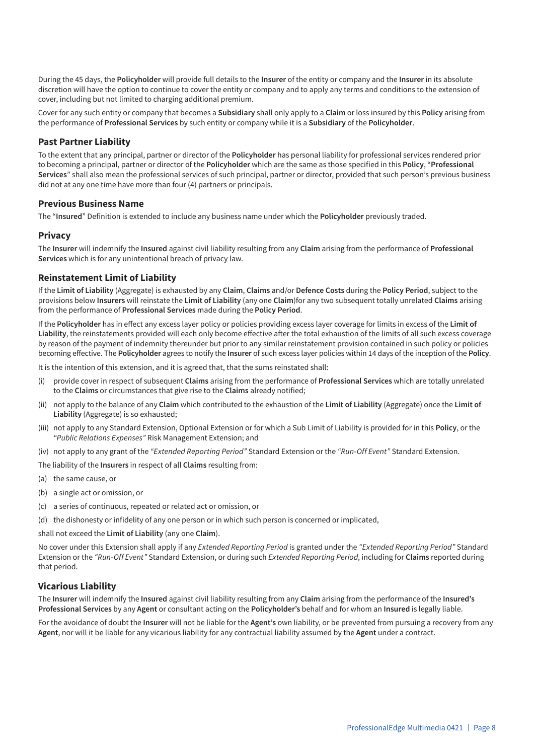During the 45 days, the **Policyholder** will provide full details to the **Insurer** of the entity or company and the **Insurer** in its absolute discretion will have the option to continue to cover the entity or company and to apply any terms and conditions to the extension of cover, including but not limited to charging additional premium.

Cover for any such entity or company that becomes a **Subsidiary** shall only apply to a **Claim** or loss insured by this **Policy** arising from the performance of **Professional Services** by such entity or company while it is a **Subsidiary** of the **Policyholder**.

### Past Partner Liability

To the extent that any principal, partner or director of the **Policyholder** has personal liability for professional services rendered prior to becoming a principal, partner or director of the **Policyholder** which are the same as those specified in this **Policy**, "**Professional Services**" shall also mean the professional services of such principal, partner or director, provided that such person's previous business did not at any one time have more than four (4) partners or principals.

### Previous Business Name

The "**Insured**" Definition is extended to include any business name under which the **Policyholder** previously traded.

### Privacy

The **Insurer** will indemnify the **Insured** against civil liability resulting from any **Claim** arising from the performance of **Professional Services** which is for any unintentional breach of privacy law.

### Reinstatement Limit of Liability

If the **Limit of Liability** (Aggregate) is exhausted by any **Claim**, **Claims** and/or **Defence Costs** during the **Policy Period**, subject to the provisions below **Insurers** will reinstate the **Limit of Liability** (any one **Claim**)for any two subsequent totally unrelated **Claims** arising from the performance of **Professional Services** made during the **Policy Period**.

If the **Policyholder** has in effect any excess layer policy or policies providing excess layer coverage for limits in excess of the **Limit of Liability**, the reinstatements provided will each only become effective after the total exhaustion of the limits of all such excess coverage by reason of the payment of indemnity thereunder but prior to any similar reinstatement provision contained in such policy or policies becoming effective. The **Policyholder** agrees to notify the **Insurer** of such excess layer policies within 14 days of the inception of the **Policy**.

It is the intention of this extension, and it is agreed that, that the sums reinstated shall:

(i) provide cover in respect of subsequent **Claims** arising from the performance of **Professional Services** which are totally unrelated to the **Claims** or circumstances that give rise to the **Claims** already notified;

(ii) not apply to the balance of any **Claim** which contributed to the exhaustion of the **Limit of Liability** (Aggregate) once the **Limit of Liability** (Aggregate) is so exhausted;

(iii) not apply to any Standard Extension, Optional Extension or for which a Sub Limit of Liability is provided for in this **Policy**, or the *"Public Relations Expenses"* Risk Management Extension; and

(iv) not apply to any grant of the *"Extended Reporting Period"* Standard Extension or the *"Run-Off Event"* Standard Extension.

The liability of the **Insurers** in respect of all **Claims** resulting from:

(a) the same cause, or

(b) a single act or omission, or

(c) a series of continuous, repeated or related act or omission, or

(d) the dishonesty or infidelity of any one person or in which such person is concerned or implicated,

shall not exceed the **Limit of Liability** (any one **Claim**).

No cover under this Extension shall apply if any *Extended Reporting Period* is granted under the *"Extended Reporting Period"* Standard Extension or the *"Run-Off Event"* Standard Extension, or during such *Extended Reporting Period*, including for **Claims** reported during that period.

### Vicarious Liability

The **Insurer** will indemnify the **Insured** against civil liability resulting from any **Claim** arising from the performance of the **Insured's Professional Services** by any **Agent** or consultant acting on the **Policyholder's** behalf and for whom an **Insured** is legally liable.

For the avoidance of doubt the **Insurer** will not be liable for the **Agent's** own liability, or be prevented from pursuing a recovery from any **Agent**, nor will it be liable for any vicarious liability for any contractual liability assumed by the **Agent** under a contract.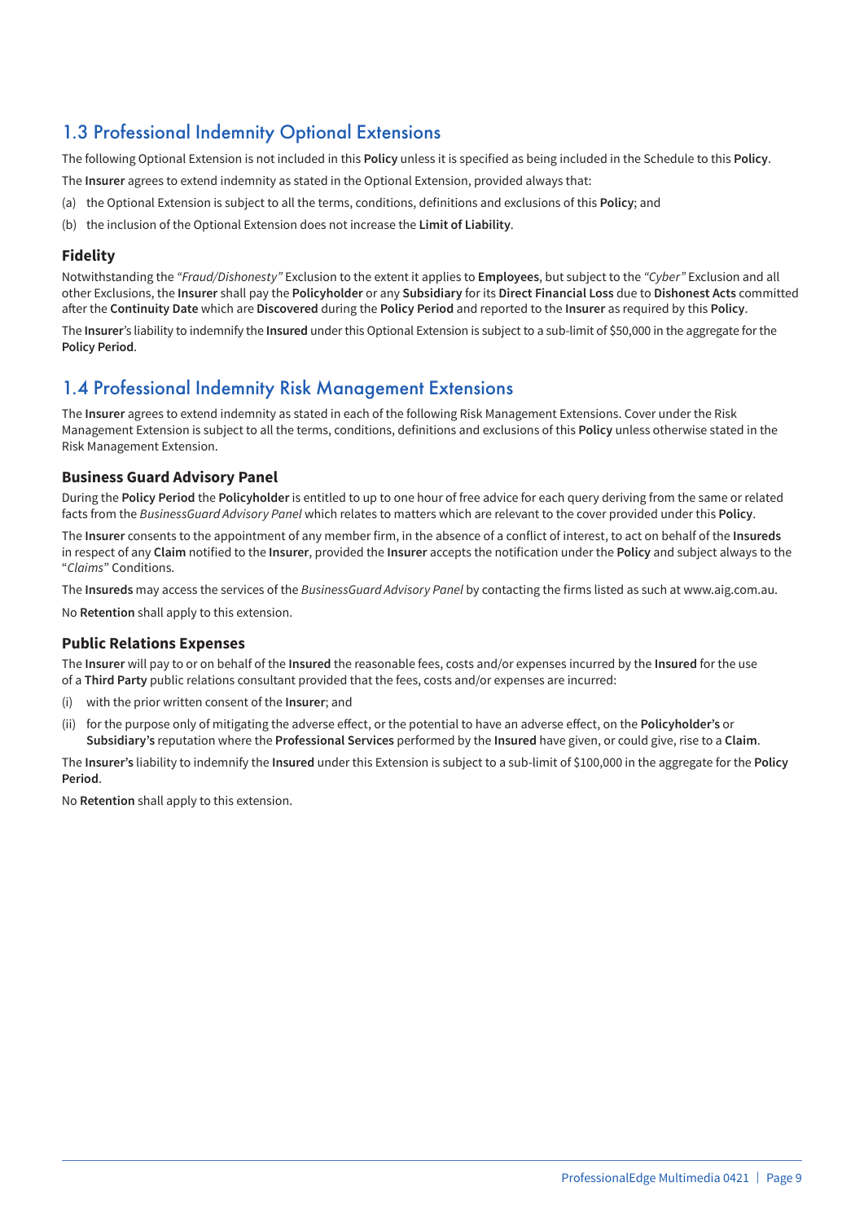## 1.3 Professional Indemnity Optional Extensions

The following Optional Extension is not included in this **Policy** unless it is specified as being included in the Schedule to this **Policy**.

The **Insurer** agrees to extend indemnity as stated in the Optional Extension, provided always that:

(a) the Optional Extension is subject to all the terms, conditions, definitions and exclusions of this **Policy**; and

(b) the inclusion of the Optional Extension does not increase the **Limit of Liability**.

### Fidelity

Notwithstanding the *"Fraud/Dishonesty"* Exclusion to the extent it applies to **Employees**, but subject to the *"Cyber"* Exclusion and all other Exclusions, the **Insurer** shall pay the **Policyholder** or any **Subsidiary** for its **Direct Financial Loss** due to **Dishonest Acts** committed after the **Continuity Date** which are **Discovered** during the **Policy Period** and reported to the **Insurer** as required by this **Policy**.

The **Insurer**'s liability to indemnify the **Insured** under this Optional Extension is subject to a sub-limit of $50,000 in the aggregate for the **Policy Period**.

## 1.4 Professional Indemnity Risk Management Extensions

The **Insurer** agrees to extend indemnity as stated in each of the following Risk Management Extensions. Cover under the Risk Management Extension is subject to all the terms, conditions, definitions and exclusions of this **Policy** unless otherwise stated in the Risk Management Extension.

### Business Guard Advisory Panel

During the **Policy Period** the **Policyholder** is entitled to up to one hour of free advice for each query deriving from the same or related facts from the *BusinessGuard Advisory Panel* which relates to matters which are relevant to the cover provided under this **Policy**.

The **Insurer** consents to the appointment of any member firm, in the absence of a conflict of interest, to act on behalf of the **Insureds** in respect of any **Claim** notified to the **Insurer**, provided the **Insurer** accepts the notification under the **Policy** and subject always to the "*Claims*" Conditions.

The **Insureds** may access the services of the *BusinessGuard Advisory Panel* by contacting the firms listed as such at www.aig.com.au.

No **Retention** shall apply to this extension.

### Public Relations Expenses

The **Insurer** will pay to or on behalf of the **Insured** the reasonable fees, costs and/or expenses incurred by the **Insured** for the use of a **Third Party** public relations consultant provided that the fees, costs and/or expenses are incurred:

(i) with the prior written consent of the **Insurer**; and

(ii) for the purpose only of mitigating the adverse effect, or the potential to have an adverse effect, on the **Policyholder's** or **Subsidiary's** reputation where the **Professional Services** performed by the **Insured** have given, or could give, rise to a **Claim**.

The **Insurer's** liability to indemnify the **Insured** under this Extension is subject to a sub-limit of $100,000 in the aggregate for the **Policy Period**.

No **Retention** shall apply to this extension.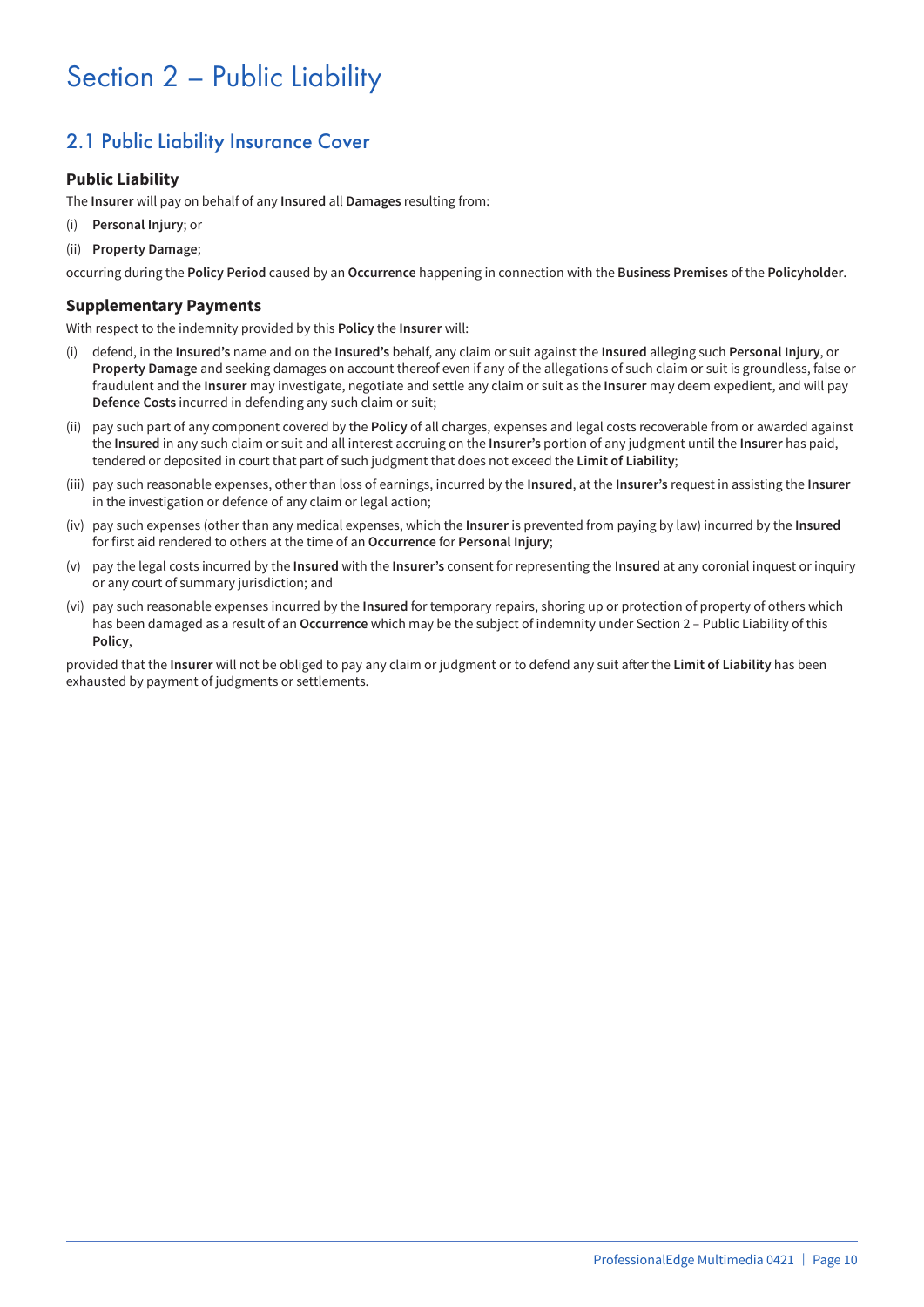# Section 2 – Public Liability

## 2.1 Public Liability Insurance Cover

### Public Liability

The **Insurer** will pay on behalf of any **Insured** all **Damages** resulting from:

(i) **Personal Injury**; or

(ii) **Property Damage**;

occurring during the **Policy Period** caused by an **Occurrence** happening in connection with the **Business Premises** of the **Policyholder**.

### Supplementary Payments

With respect to the indemnity provided by this **Policy** the **Insurer** will:

(i) defend, in the **Insured's** name and on the **Insured's** behalf, any claim or suit against the **Insured** alleging such **Personal Injury**, or **Property Damage** and seeking damages on account thereof even if any of the allegations of such claim or suit is groundless, false or fraudulent and the **Insurer** may investigate, negotiate and settle any claim or suit as the **Insurer** may deem expedient, and will pay **Defence Costs** incurred in defending any such claim or suit;

(ii) pay such part of any component covered by the **Policy** of all charges, expenses and legal costs recoverable from or awarded against the **Insured** in any such claim or suit and all interest accruing on the **Insurer's** portion of any judgment until the **Insurer** has paid, tendered or deposited in court that part of such judgment that does not exceed the **Limit of Liability**;

(iii) pay such reasonable expenses, other than loss of earnings, incurred by the **Insured**, at the **Insurer's** request in assisting the **Insurer** in the investigation or defence of any claim or legal action;

(iv) pay such expenses (other than any medical expenses, which the **Insurer** is prevented from paying by law) incurred by the **Insured** for first aid rendered to others at the time of an **Occurrence** for **Personal Injury**;

(v) pay the legal costs incurred by the **Insured** with the **Insurer's** consent for representing the **Insured** at any coronial inquest or inquiry or any court of summary jurisdiction; and

(vi) pay such reasonable expenses incurred by the **Insured** for temporary repairs, shoring up or protection of property of others which has been damaged as a result of an **Occurrence** which may be the subject of indemnity under Section 2 – Public Liability of this **Policy**,

provided that the **Insurer** will not be obliged to pay any claim or judgment or to defend any suit after the **Limit of Liability** has been exhausted by payment of judgments or settlements.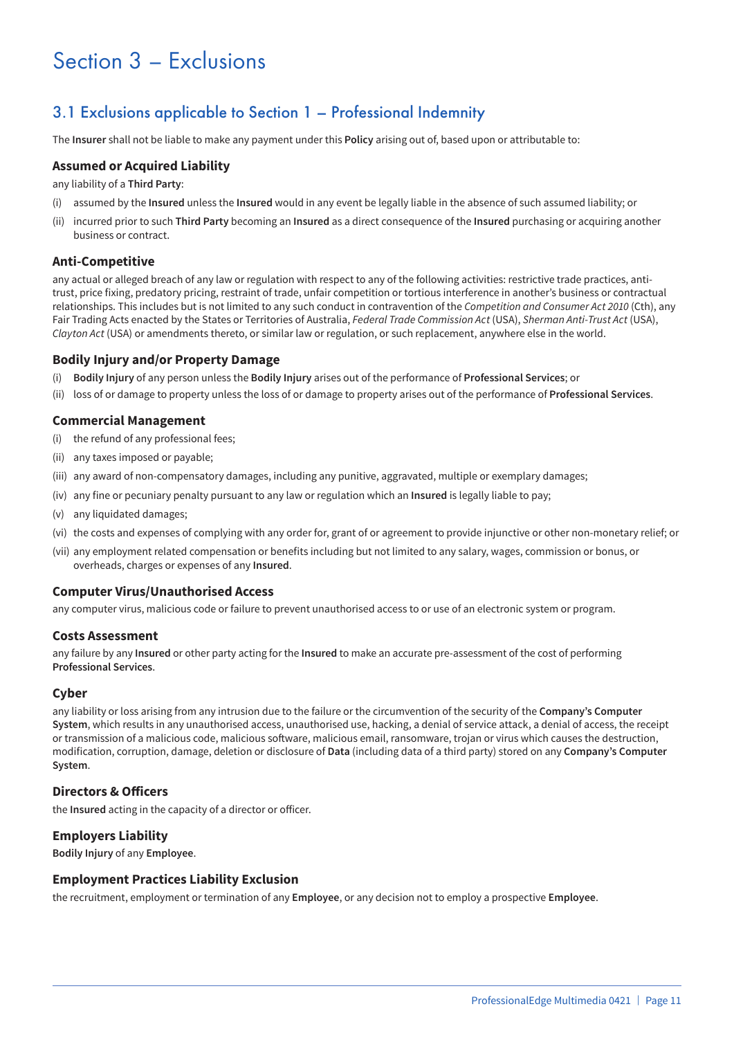# Section 3 – Exclusions

## 3.1 Exclusions applicable to Section 1 – Professional Indemnity

The **Insurer** shall not be liable to make any payment under this **Policy** arising out of, based upon or attributable to:

### Assumed or Acquired Liability

any liability of a **Third Party**:

(i) assumed by the **Insured** unless the **Insured** would in any event be legally liable in the absence of such assumed liability; or

(ii) incurred prior to such **Third Party** becoming an **Insured** as a direct consequence of the **Insured** purchasing or acquiring another business or contract.

### Anti-Competitive

any actual or alleged breach of any law or regulation with respect to any of the following activities: restrictive trade practices, anti-trust, price fixing, predatory pricing, restraint of trade, unfair competition or tortious interference in another's business or contractual relationships. This includes but is not limited to any such conduct in contravention of the *Competition and Consumer Act 2010* (Cth), any Fair Trading Acts enacted by the States or Territories of Australia, *Federal Trade Commission Act* (USA), *Sherman Anti-Trust Act* (USA), *Clayton Act* (USA) or amendments thereto, or similar law or regulation, or such replacement, anywhere else in the world.

### Bodily Injury and/or Property Damage

(i) **Bodily Injury** of any person unless the **Bodily Injury** arises out of the performance of **Professional Services**; or

(ii) loss of or damage to property unless the loss of or damage to property arises out of the performance of **Professional Services**.

### Commercial Management

(i) the refund of any professional fees;

(ii) any taxes imposed or payable;

(iii) any award of non-compensatory damages, including any punitive, aggravated, multiple or exemplary damages;

(iv) any fine or pecuniary penalty pursuant to any law or regulation which an **Insured** is legally liable to pay;

(v) any liquidated damages;

(vi) the costs and expenses of complying with any order for, grant of or agreement to provide injunctive or other non-monetary relief; or

(vii) any employment related compensation or benefits including but not limited to any salary, wages, commission or bonus, or overheads, charges or expenses of any **Insured**.

### Computer Virus/Unauthorised Access

any computer virus, malicious code or failure to prevent unauthorised access to or use of an electronic system or program.

### Costs Assessment

any failure by any **Insured** or other party acting for the **Insured** to make an accurate pre-assessment of the cost of performing **Professional Services**.

### Cyber

any liability or loss arising from any intrusion due to the failure or the circumvention of the security of the **Company's Computer System**, which results in any unauthorised access, unauthorised use, hacking, a denial of service attack, a denial of access, the receipt or transmission of a malicious code, malicious software, malicious email, ransomware, trojan or virus which causes the destruction, modification, corruption, damage, deletion or disclosure of **Data** (including data of a third party) stored on any **Company's Computer System**.

### Directors & Officers

the **Insured** acting in the capacity of a director or officer.

### Employers Liability

**Bodily Injury** of any **Employee**.

### Employment Practices Liability Exclusion

the recruitment, employment or termination of any **Employee**, or any decision not to employ a prospective **Employee**.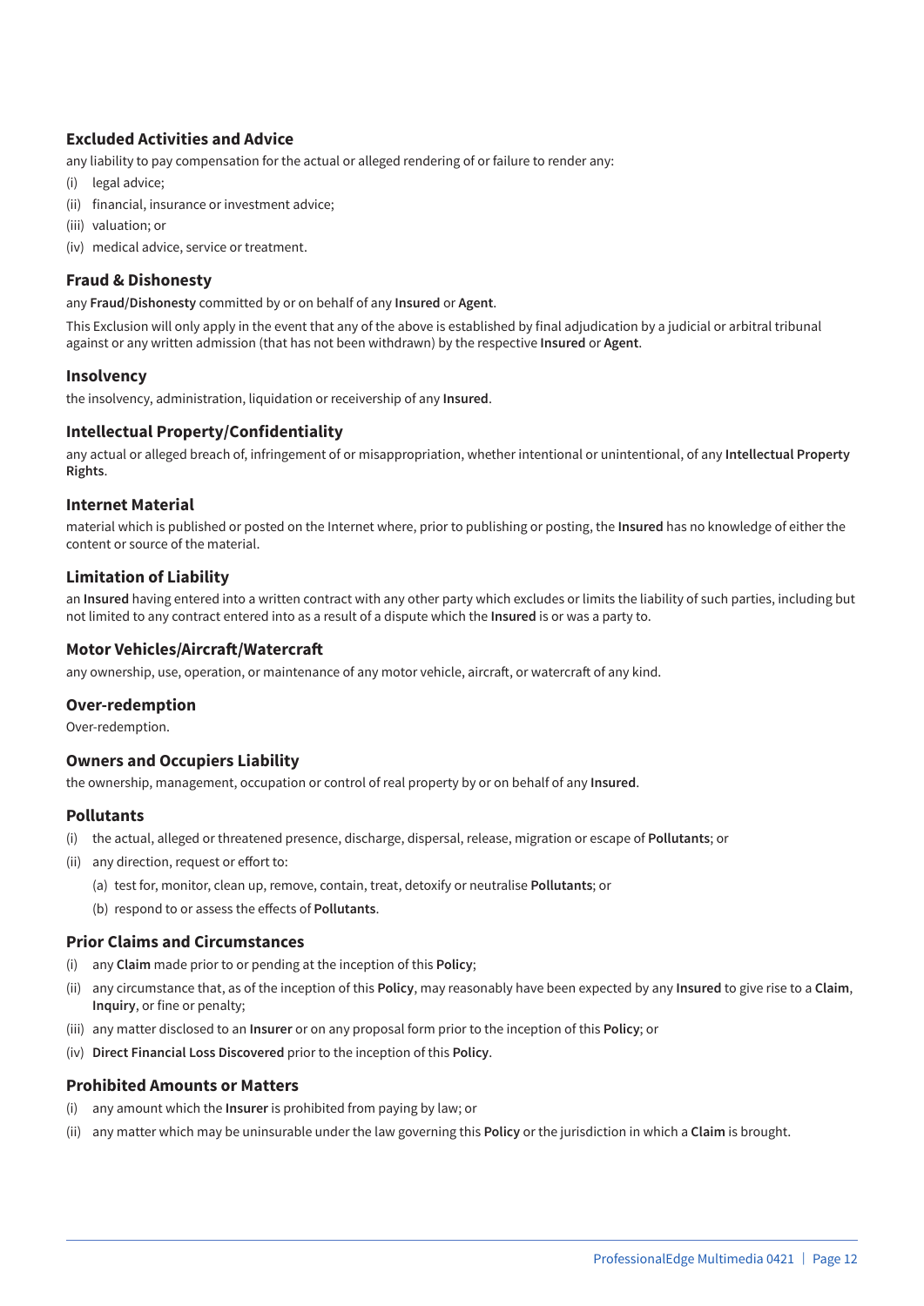### Excluded Activities and Advice

any liability to pay compensation for the actual or alleged rendering of or failure to render any:

(i) legal advice;

(ii) financial, insurance or investment advice;

(iii) valuation; or

(iv) medical advice, service or treatment.

### Fraud & Dishonesty

any **Fraud/Dishonesty** committed by or on behalf of any **Insured** or **Agent**.

This Exclusion will only apply in the event that any of the above is established by final adjudication by a judicial or arbitral tribunal against or any written admission (that has not been withdrawn) by the respective **Insured** or **Agent**.

### Insolvency

the insolvency, administration, liquidation or receivership of any **Insured**.

### Intellectual Property/Confidentiality

any actual or alleged breach of, infringement of or misappropriation, whether intentional or unintentional, of any **Intellectual Property Rights**.

### Internet Material

material which is published or posted on the Internet where, prior to publishing or posting, the **Insured** has no knowledge of either the content or source of the material.

### Limitation of Liability

an **Insured** having entered into a written contract with any other party which excludes or limits the liability of such parties, including but not limited to any contract entered into as a result of a dispute which the **Insured** is or was a party to.

### Motor Vehicles/Aircraft/Watercraft

any ownership, use, operation, or maintenance of any motor vehicle, aircraft, or watercraft of any kind.

### Over-redemption

Over-redemption.

### Owners and Occupiers Liability

the ownership, management, occupation or control of real property by or on behalf of any **Insured**.

### Pollutants

(i) the actual, alleged or threatened presence, discharge, dispersal, release, migration or escape of **Pollutants**; or

(ii) any direction, request or effort to:

  (a) test for, monitor, clean up, remove, contain, treat, detoxify or neutralise **Pollutants**; or

  (b) respond to or assess the effects of **Pollutants**.

### Prior Claims and Circumstances

(i) any **Claim** made prior to or pending at the inception of this **Policy**;

(ii) any circumstance that, as of the inception of this **Policy**, may reasonably have been expected by any **Insured** to give rise to a **Claim**, **Inquiry**, or fine or penalty;

(iii) any matter disclosed to an **Insurer** or on any proposal form prior to the inception of this **Policy**; or

(iv) **Direct Financial Loss Discovered** prior to the inception of this **Policy**.

### Prohibited Amounts or Matters

(i) any amount which the **Insurer** is prohibited from paying by law; or

(ii) any matter which may be uninsurable under the law governing this **Policy** or the jurisdiction in which a **Claim** is brought.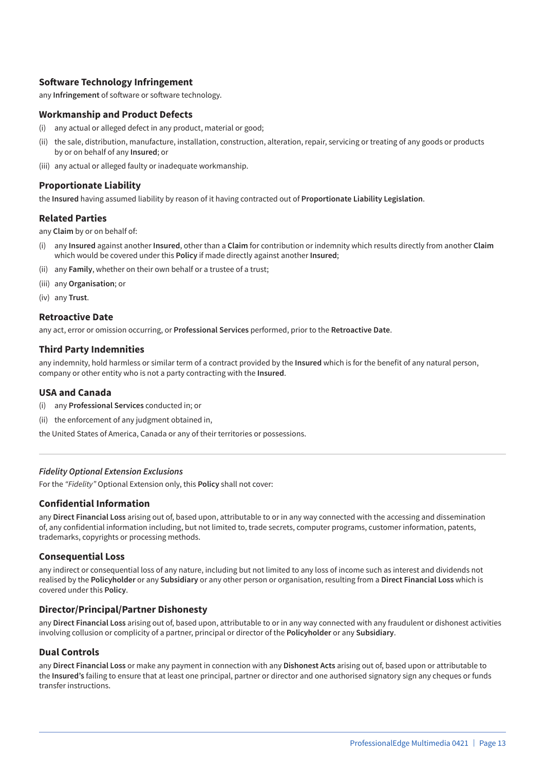### Software Technology Infringement

any **Infringement** of software or software technology.

### Workmanship and Product Defects

(i) any actual or alleged defect in any product, material or good;

(ii) the sale, distribution, manufacture, installation, construction, alteration, repair, servicing or treating of any goods or products by or on behalf of any **Insured**; or

(iii) any actual or alleged faulty or inadequate workmanship.

### Proportionate Liability

the **Insured** having assumed liability by reason of it having contracted out of **Proportionate Liability Legislation**.

### Related Parties

any **Claim** by or on behalf of:

(i) any **Insured** against another **Insured**, other than a **Claim** for contribution or indemnity which results directly from another **Claim** which would be covered under this **Policy** if made directly against another **Insured**;

(ii) any **Family**, whether on their own behalf or a trustee of a trust;

(iii) any **Organisation**; or

(iv) any **Trust**.

### Retroactive Date

any act, error or omission occurring, or **Professional Services** performed, prior to the **Retroactive Date**.

### Third Party Indemnities

any indemnity, hold harmless or similar term of a contract provided by the **Insured** which is for the benefit of any natural person, company or other entity who is not a party contracting with the **Insured**.

### USA and Canada

(i) any **Professional Services** conducted in; or

(ii) the enforcement of any judgment obtained in,

the United States of America, Canada or any of their territories or possessions.

---

*Fidelity Optional Extension Exclusions*

For the *"Fidelity"* Optional Extension only, this **Policy** shall not cover:

### Confidential Information

any **Direct Financial Loss** arising out of, based upon, attributable to or in any way connected with the accessing and dissemination of, any confidential information including, but not limited to, trade secrets, computer programs, customer information, patents, trademarks, copyrights or processing methods.

### Consequential Loss

any indirect or consequential loss of any nature, including but not limited to any loss of income such as interest and dividends not realised by the **Policyholder** or any **Subsidiary** or any other person or organisation, resulting from a **Direct Financial Loss** which is covered under this **Policy**.

### Director/Principal/Partner Dishonesty

any **Direct Financial Loss** arising out of, based upon, attributable to or in any way connected with any fraudulent or dishonest activities involving collusion or complicity of a partner, principal or director of the **Policyholder** or any **Subsidiary**.

### Dual Controls

any **Direct Financial Loss** or make any payment in connection with any **Dishonest Acts** arising out of, based upon or attributable to the **Insured's** failing to ensure that at least one principal, partner or director and one authorised signatory sign any cheques or funds transfer instructions.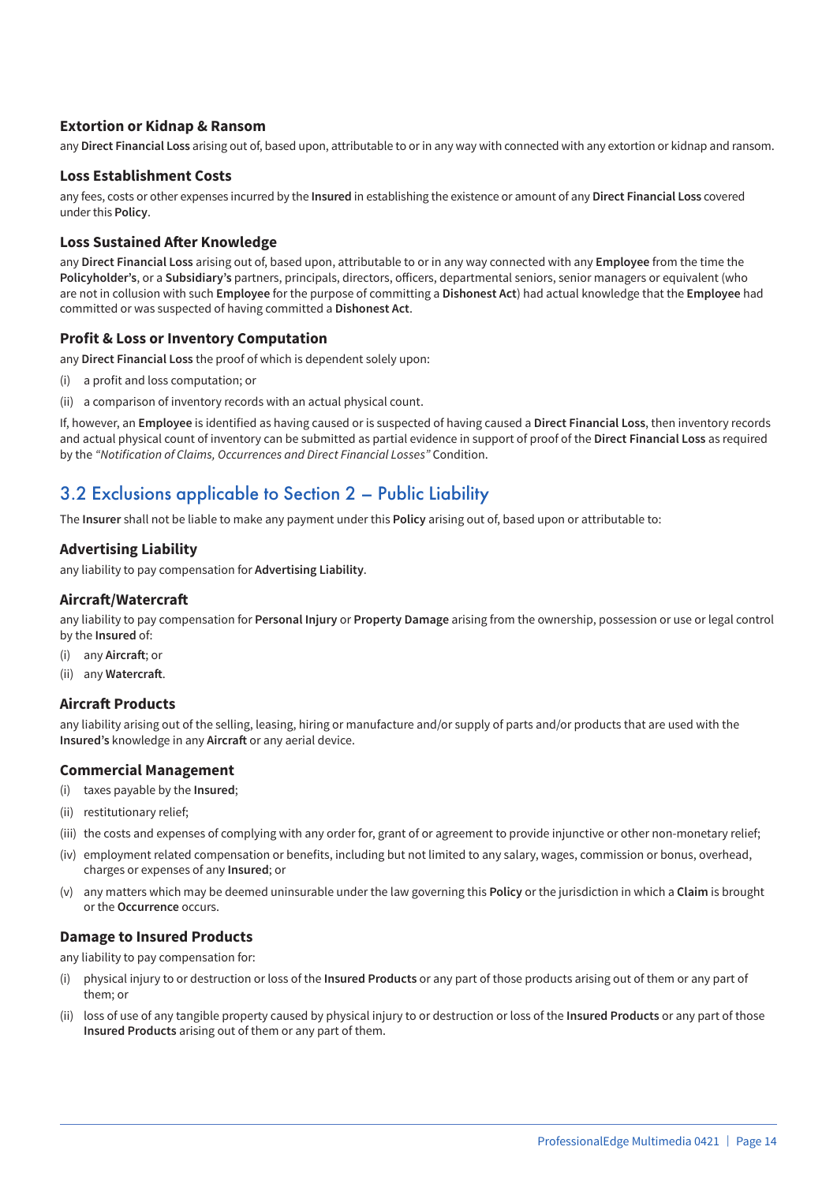### Extortion or Kidnap & Ransom

any **Direct Financial Loss** arising out of, based upon, attributable to or in any way with connected with any extortion or kidnap and ransom.

### Loss Establishment Costs

any fees, costs or other expenses incurred by the **Insured** in establishing the existence or amount of any **Direct Financial Loss** covered under this **Policy**.

### Loss Sustained After Knowledge

any **Direct Financial Loss** arising out of, based upon, attributable to or in any way connected with any **Employee** from the time the **Policyholder's**, or a **Subsidiary's** partners, principals, directors, officers, departmental seniors, senior managers or equivalent (who are not in collusion with such **Employee** for the purpose of committing a **Dishonest Act**) had actual knowledge that the **Employee** had committed or was suspected of having committed a **Dishonest Act**.

### Profit & Loss or Inventory Computation

any **Direct Financial Loss** the proof of which is dependent solely upon:

(i) a profit and loss computation; or

(ii) a comparison of inventory records with an actual physical count.

If, however, an **Employee** is identified as having caused or is suspected of having caused a **Direct Financial Loss**, then inventory records and actual physical count of inventory can be submitted as partial evidence in support of proof of the **Direct Financial Loss** as required by the *"Notification of Claims, Occurrences and Direct Financial Losses"* Condition.

## 3.2 Exclusions applicable to Section 2 – Public Liability

The **Insurer** shall not be liable to make any payment under this **Policy** arising out of, based upon or attributable to:

### Advertising Liability

any liability to pay compensation for **Advertising Liability**.

### Aircraft/Watercraft

any liability to pay compensation for **Personal Injury** or **Property Damage** arising from the ownership, possession or use or legal control by the **Insured** of:

(i) any **Aircraft**; or

(ii) any **Watercraft**.

### Aircraft Products

any liability arising out of the selling, leasing, hiring or manufacture and/or supply of parts and/or products that are used with the **Insured's** knowledge in any **Aircraft** or any aerial device.

### Commercial Management

(i) taxes payable by the **Insured**;

(ii) restitutionary relief;

(iii) the costs and expenses of complying with any order for, grant of or agreement to provide injunctive or other non-monetary relief;

(iv) employment related compensation or benefits, including but not limited to any salary, wages, commission or bonus, overhead, charges or expenses of any **Insured**; or

(v) any matters which may be deemed uninsurable under the law governing this **Policy** or the jurisdiction in which a **Claim** is brought or the **Occurrence** occurs.

### Damage to Insured Products

any liability to pay compensation for:

(i) physical injury to or destruction or loss of the **Insured Products** or any part of those products arising out of them or any part of them; or

(ii) loss of use of any tangible property caused by physical injury to or destruction or loss of the **Insured Products** or any part of those **Insured Products** arising out of them or any part of them.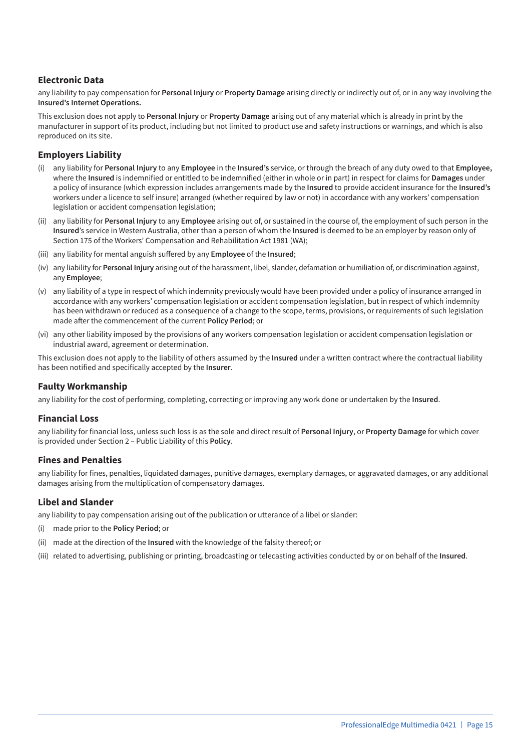### Electronic Data

any liability to pay compensation for **Personal Injury** or **Property Damage** arising directly or indirectly out of, or in any way involving the **Insured's Internet Operations.**

This exclusion does not apply to **Personal Injury** or **Property Damage** arising out of any material which is already in print by the manufacturer in support of its product, including but not limited to product use and safety instructions or warnings, and which is also reproduced on its site.

### Employers Liability

(i) any liability for **Personal Injury** to any **Employee** in the **Insured's** service, or through the breach of any duty owed to that **Employee,** where the **Insured** is indemnified or entitled to be indemnified (either in whole or in part) in respect for claims for **Damages** under a policy of insurance (which expression includes arrangements made by the **Insured** to provide accident insurance for the **Insured's** workers under a licence to self insure) arranged (whether required by law or not) in accordance with any workers' compensation legislation or accident compensation legislation;

(ii) any liability for **Personal Injury** to any **Employee** arising out of, or sustained in the course of, the employment of such person in the **Insured**'s service in Western Australia, other than a person of whom the **Insured** is deemed to be an employer by reason only of Section 175 of the Workers' Compensation and Rehabilitation Act 1981 (WA);

(iii) any liability for mental anguish suffered by any **Employee** of the **Insured**;

(iv) any liability for **Personal Injury** arising out of the harassment, libel, slander, defamation or humiliation of, or discrimination against, any **Employee**;

(v) any liability of a type in respect of which indemnity previously would have been provided under a policy of insurance arranged in accordance with any workers' compensation legislation or accident compensation legislation, but in respect of which indemnity has been withdrawn or reduced as a consequence of a change to the scope, terms, provisions, or requirements of such legislation made after the commencement of the current **Policy Period**; or

(vi) any other liability imposed by the provisions of any workers compensation legislation or accident compensation legislation or industrial award, agreement or determination.

This exclusion does not apply to the liability of others assumed by the **Insured** under a written contract where the contractual liability has been notified and specifically accepted by the **Insurer**.

### Faulty Workmanship

any liability for the cost of performing, completing, correcting or improving any work done or undertaken by the **Insured**.

### Financial Loss

any liability for financial loss, unless such loss is as the sole and direct result of **Personal Injury**, or **Property Damage** for which cover is provided under Section 2 – Public Liability of this **Policy**.

### Fines and Penalties

any liability for fines, penalties, liquidated damages, punitive damages, exemplary damages, or aggravated damages, or any additional damages arising from the multiplication of compensatory damages.

### Libel and Slander

any liability to pay compensation arising out of the publication or utterance of a libel or slander:

(i) made prior to the **Policy Period**; or

(ii) made at the direction of the **Insured** with the knowledge of the falsity thereof; or

(iii) related to advertising, publishing or printing, broadcasting or telecasting activities conducted by or on behalf of the **Insured**.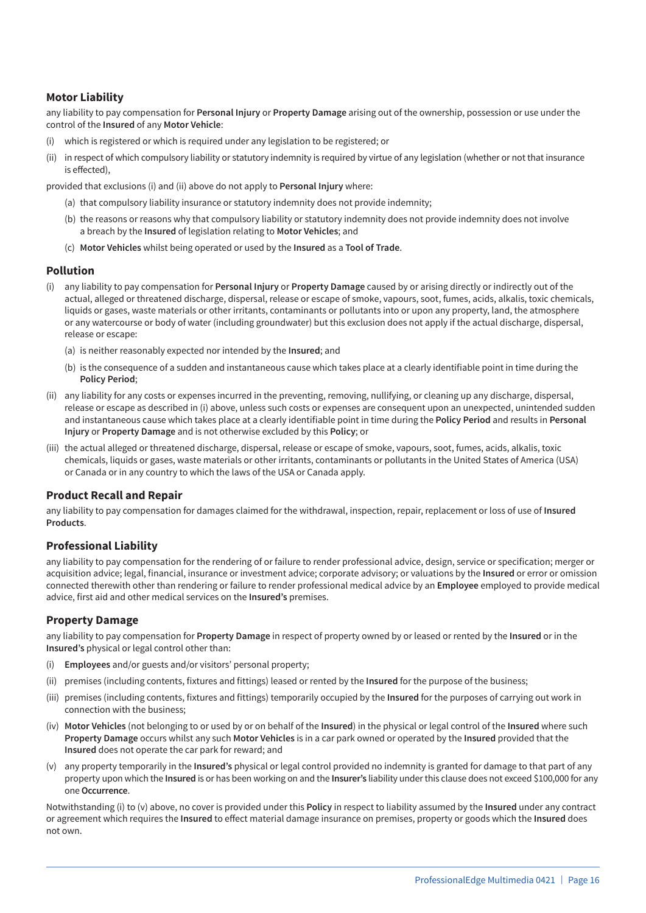## Motor Liability

any liability to pay compensation for **Personal Injury** or **Property Damage** arising out of the ownership, possession or use under the control of the **Insured** of any **Motor Vehicle**:

(i) which is registered or which is required under any legislation to be registered; or

(ii) in respect of which compulsory liability or statutory indemnity is required by virtue of any legislation (whether or not that insurance is effected),

provided that exclusions (i) and (ii) above do not apply to **Personal Injury** where:

(a) that compulsory liability insurance or statutory indemnity does not provide indemnity;

(b) the reasons or reasons why that compulsory liability or statutory indemnity does not provide indemnity does not involve a breach by the **Insured** of legislation relating to **Motor Vehicles**; and

(c) **Motor Vehicles** whilst being operated or used by the **Insured** as a **Tool of Trade**.

## Pollution

(i) any liability to pay compensation for **Personal Injury** or **Property Damage** caused by or arising directly or indirectly out of the actual, alleged or threatened discharge, dispersal, release or escape of smoke, vapours, soot, fumes, acids, alkalis, toxic chemicals, liquids or gases, waste materials or other irritants, contaminants or pollutants into or upon any property, land, the atmosphere or any watercourse or body of water (including groundwater) but this exclusion does not apply if the actual discharge, dispersal, release or escape:

   (a) is neither reasonably expected nor intended by the **Insured**; and

   (b) is the consequence of a sudden and instantaneous cause which takes place at a clearly identifiable point in time during the **Policy Period**;

(ii) any liability for any costs or expenses incurred in the preventing, removing, nullifying, or cleaning up any discharge, dispersal, release or escape as described in (i) above, unless such costs or expenses are consequent upon an unexpected, unintended sudden and instantaneous cause which takes place at a clearly identifiable point in time during the **Policy Period** and results in **Personal Injury** or **Property Damage** and is not otherwise excluded by this **Policy**; or

(iii) the actual alleged or threatened discharge, dispersal, release or escape of smoke, vapours, soot, fumes, acids, alkalis, toxic chemicals, liquids or gases, waste materials or other irritants, contaminants or pollutants in the United States of America (USA) or Canada or in any country to which the laws of the USA or Canada apply.

## Product Recall and Repair

any liability to pay compensation for damages claimed for the withdrawal, inspection, repair, replacement or loss of use of **Insured Products**.

## Professional Liability

any liability to pay compensation for the rendering of or failure to render professional advice, design, service or specification; merger or acquisition advice; legal, financial, insurance or investment advice; corporate advisory; or valuations by the **Insured** or error or omission connected therewith other than rendering or failure to render professional medical advice by an **Employee** employed to provide medical advice, first aid and other medical services on the **Insured's** premises.

## Property Damage

any liability to pay compensation for **Property Damage** in respect of property owned by or leased or rented by the **Insured** or in the **Insured's** physical or legal control other than:

(i) **Employees** and/or guests and/or visitors' personal property;

(ii) premises (including contents, fixtures and fittings) leased or rented by the **Insured** for the purpose of the business;

(iii) premises (including contents, fixtures and fittings) temporarily occupied by the **Insured** for the purposes of carrying out work in connection with the business;

(iv) **Motor Vehicles** (not belonging to or used by or on behalf of the **Insured**) in the physical or legal control of the **Insured** where such **Property Damage** occurs whilst any such **Motor Vehicles** is in a car park owned or operated by the **Insured** provided that the **Insured** does not operate the car park for reward; and

(v) any property temporarily in the **Insured's** physical or legal control provided no indemnity is granted for damage to that part of any property upon which the **Insured** is or has been working on and the **Insurer's** liability under this clause does not exceed $100,000 for any one **Occurrence**.

Notwithstanding (i) to (v) above, no cover is provided under this **Policy** in respect to liability assumed by the **Insured** under any contract or agreement which requires the **Insured** to effect material damage insurance on premises, property or goods which the **Insured** does not own.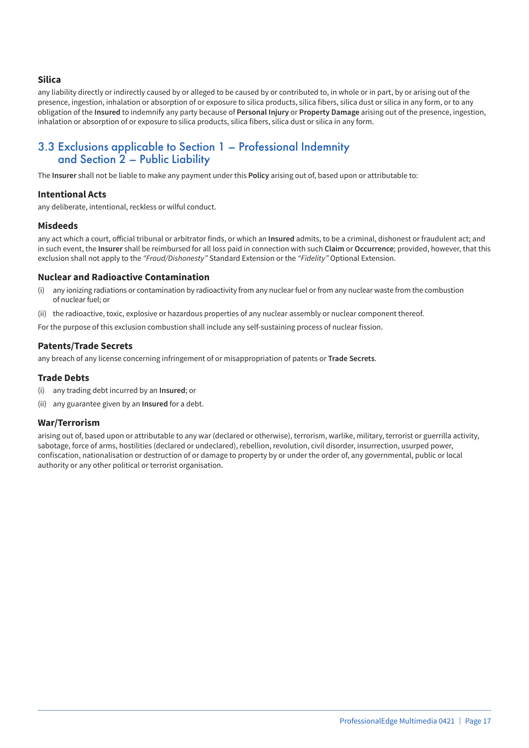### Silica

any liability directly or indirectly caused by or alleged to be caused by or contributed to, in whole or in part, by or arising out of the presence, ingestion, inhalation or absorption of or exposure to silica products, silica fibers, silica dust or silica in any form, or to any obligation of the **Insured** to indemnify any party because of **Personal Injury** or **Property Damage** arising out of the presence, ingestion, inhalation or absorption of or exposure to silica products, silica fibers, silica dust or silica in any form.

## 3.3 Exclusions applicable to Section 1 – Professional Indemnity and Section 2 – Public Liability

The **Insurer** shall not be liable to make any payment under this **Policy** arising out of, based upon or attributable to:

### Intentional Acts

any deliberate, intentional, reckless or wilful conduct.

### Misdeeds

any act which a court, official tribunal or arbitrator finds, or which an **Insured** admits, to be a criminal, dishonest or fraudulent act; and in such event, the **Insurer** shall be reimbursed for all loss paid in connection with such **Claim** or **Occurrence**; provided, however, that this exclusion shall not apply to the *"Fraud/Dishonesty"* Standard Extension or the *"Fidelity"* Optional Extension.

### Nuclear and Radioactive Contamination

(i) any ionizing radiations or contamination by radioactivity from any nuclear fuel or from any nuclear waste from the combustion of nuclear fuel; or

(ii) the radioactive, toxic, explosive or hazardous properties of any nuclear assembly or nuclear component thereof.

For the purpose of this exclusion combustion shall include any self-sustaining process of nuclear fission.

### Patents/Trade Secrets

any breach of any license concerning infringement of or misappropriation of patents or **Trade Secrets**.

### Trade Debts

(i) any trading debt incurred by an **Insured**; or

(ii) any guarantee given by an **Insured** for a debt.

### War/Terrorism

arising out of, based upon or attributable to any war (declared or otherwise), terrorism, warlike, military, terrorist or guerrilla activity, sabotage, force of arms, hostilities (declared or undeclared), rebellion, revolution, civil disorder, insurrection, usurped power, confiscation, nationalisation or destruction of or damage to property by or under the order of, any governmental, public or local authority or any other political or terrorist organisation.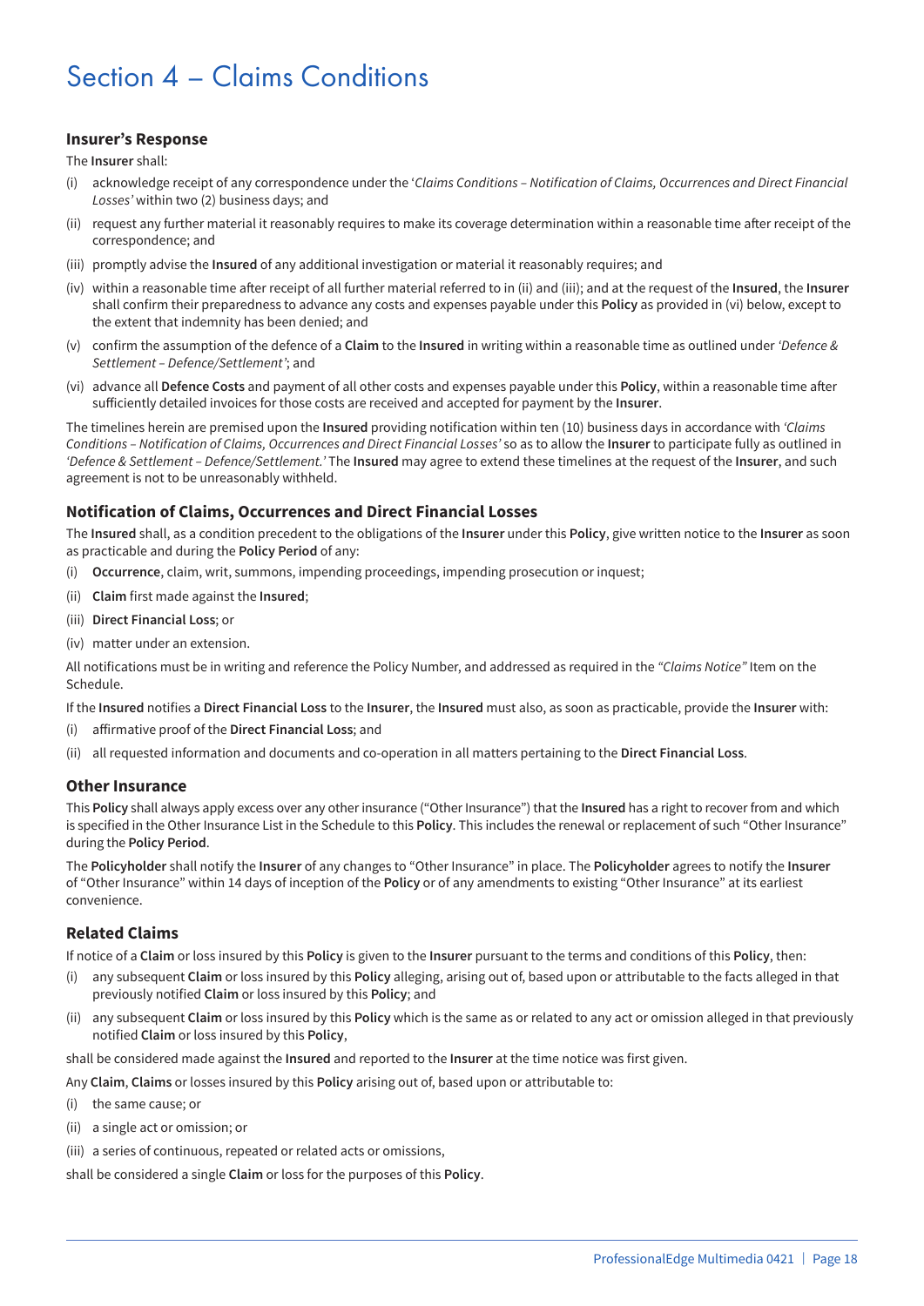# Section 4 – Claims Conditions

### Insurer's Response

The **Insurer** shall:

(i) acknowledge receipt of any correspondence under the '*Claims Conditions – Notification of Claims, Occurrences and Direct Financial Losses'* within two (2) business days; and

(ii) request any further material it reasonably requires to make its coverage determination within a reasonable time after receipt of the correspondence; and

(iii) promptly advise the **Insured** of any additional investigation or material it reasonably requires; and

(iv) within a reasonable time after receipt of all further material referred to in (ii) and (iii); and at the request of the **Insured**, the **Insurer** shall confirm their preparedness to advance any costs and expenses payable under this **Policy** as provided in (vi) below, except to the extent that indemnity has been denied; and

(v) confirm the assumption of the defence of a **Claim** to the **Insured** in writing within a reasonable time as outlined under *'Defence & Settlement – Defence/Settlement'*; and

(vi) advance all **Defence Costs** and payment of all other costs and expenses payable under this **Policy**, within a reasonable time after sufficiently detailed invoices for those costs are received and accepted for payment by the **Insurer**.

The timelines herein are premised upon the **Insured** providing notification within ten (10) business days in accordance with *'Claims Conditions – Notification of Claims, Occurrences and Direct Financial Losses'* so as to allow the **Insurer** to participate fully as outlined in *'Defence & Settlement – Defence/Settlement.'* The **Insured** may agree to extend these timelines at the request of the **Insurer**, and such agreement is not to be unreasonably withheld.

### Notification of Claims, Occurrences and Direct Financial Losses

The **Insured** shall, as a condition precedent to the obligations of the **Insurer** under this **Policy**, give written notice to the **Insurer** as soon as practicable and during the **Policy Period** of any:

(i) **Occurrence**, claim, writ, summons, impending proceedings, impending prosecution or inquest;

(ii) **Claim** first made against the **Insured**;

(iii) **Direct Financial Loss**; or

(iv) matter under an extension.

All notifications must be in writing and reference the Policy Number, and addressed as required in the *"Claims Notice"* Item on the Schedule.

If the **Insured** notifies a **Direct Financial Loss** to the **Insurer**, the **Insured** must also, as soon as practicable, provide the **Insurer** with:

(i) affirmative proof of the **Direct Financial Loss**; and

(ii) all requested information and documents and co-operation in all matters pertaining to the **Direct Financial Loss**.

### Other Insurance

This **Policy** shall always apply excess over any other insurance ("Other Insurance") that the **Insured** has a right to recover from and which is specified in the Other Insurance List in the Schedule to this **Policy**. This includes the renewal or replacement of such "Other Insurance" during the **Policy Period**.

The **Policyholder** shall notify the **Insurer** of any changes to "Other Insurance" in place. The **Policyholder** agrees to notify the **Insurer** of "Other Insurance" within 14 days of inception of the **Policy** or of any amendments to existing "Other Insurance" at its earliest convenience.

### Related Claims

If notice of a **Claim** or loss insured by this **Policy** is given to the **Insurer** pursuant to the terms and conditions of this **Policy**, then:

(i) any subsequent **Claim** or loss insured by this **Policy** alleging, arising out of, based upon or attributable to the facts alleged in that previously notified **Claim** or loss insured by this **Policy**; and

(ii) any subsequent **Claim** or loss insured by this **Policy** which is the same as or related to any act or omission alleged in that previously notified **Claim** or loss insured by this **Policy**,

shall be considered made against the **Insured** and reported to the **Insurer** at the time notice was first given.

Any **Claim**, **Claims** or losses insured by this **Policy** arising out of, based upon or attributable to:

(i) the same cause; or

(ii) a single act or omission; or

(iii) a series of continuous, repeated or related acts or omissions,

shall be considered a single **Claim** or loss for the purposes of this **Policy**.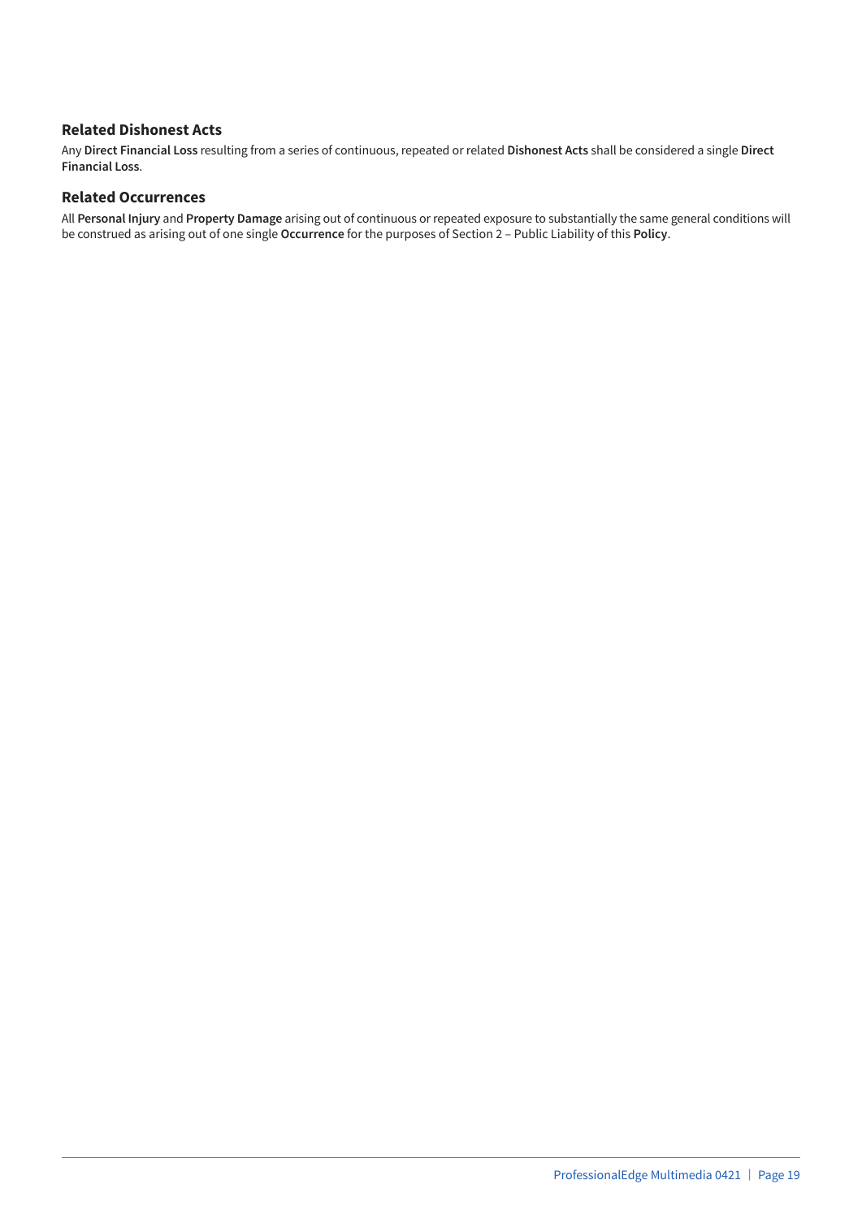### Related Dishonest Acts

Any **Direct Financial Loss** resulting from a series of continuous, repeated or related **Dishonest Acts** shall be considered a single **Direct Financial Loss**.

### Related Occurrences

All **Personal Injury** and **Property Damage** arising out of continuous or repeated exposure to substantially the same general conditions will be construed as arising out of one single **Occurrence** for the purposes of Section 2 – Public Liability of this **Policy**.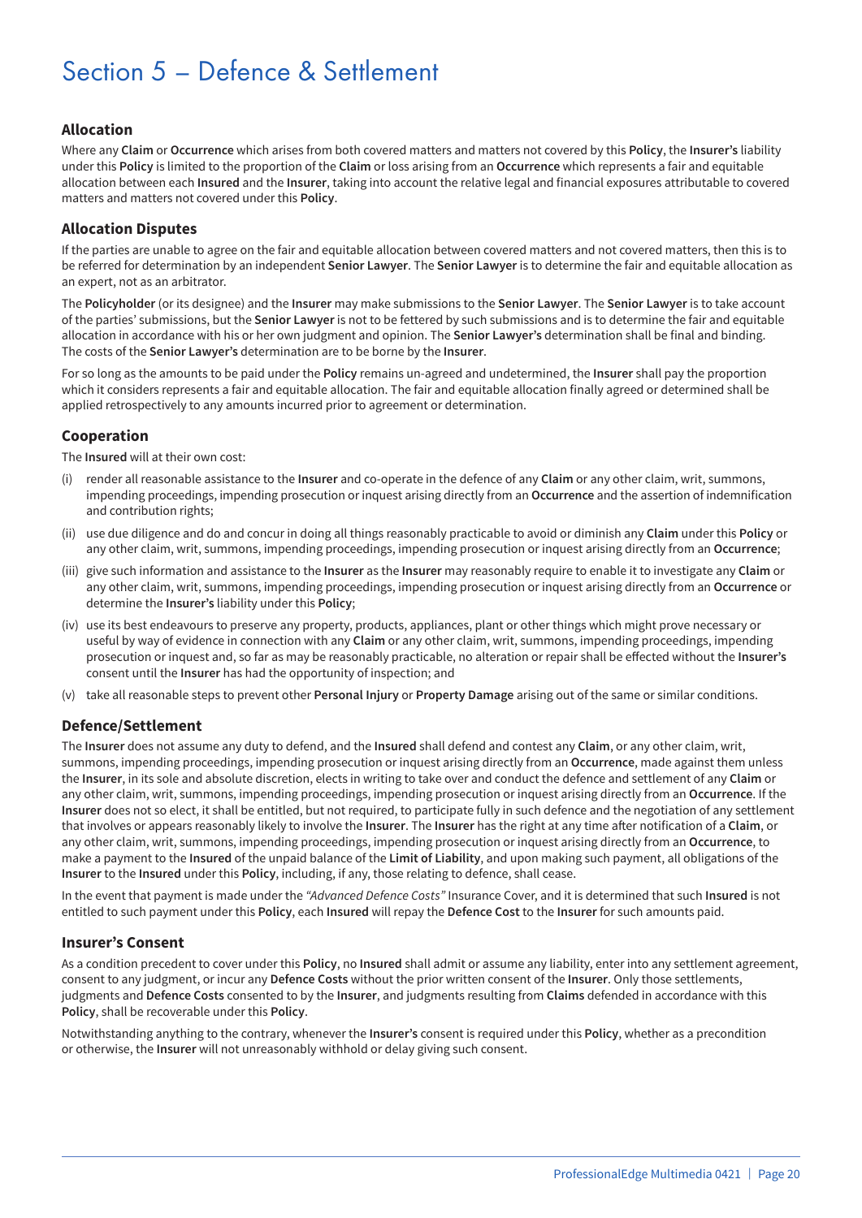# Section 5 – Defence & Settlement

### Allocation

Where any **Claim** or **Occurrence** which arises from both covered matters and matters not covered by this **Policy**, the **Insurer's** liability under this **Policy** is limited to the proportion of the **Claim** or loss arising from an **Occurrence** which represents a fair and equitable allocation between each **Insured** and the **Insurer**, taking into account the relative legal and financial exposures attributable to covered matters and matters not covered under this **Policy**.

### Allocation Disputes

If the parties are unable to agree on the fair and equitable allocation between covered matters and not covered matters, then this is to be referred for determination by an independent **Senior Lawyer**. The **Senior Lawyer** is to determine the fair and equitable allocation as an expert, not as an arbitrator.

The **Policyholder** (or its designee) and the **Insurer** may make submissions to the **Senior Lawyer**. The **Senior Lawyer** is to take account of the parties' submissions, but the **Senior Lawyer** is not to be fettered by such submissions and is to determine the fair and equitable allocation in accordance with his or her own judgment and opinion. The **Senior Lawyer's** determination shall be final and binding. The costs of the **Senior Lawyer's** determination are to be borne by the **Insurer**.

For so long as the amounts to be paid under the **Policy** remains un-agreed and undetermined, the **Insurer** shall pay the proportion which it considers represents a fair and equitable allocation. The fair and equitable allocation finally agreed or determined shall be applied retrospectively to any amounts incurred prior to agreement or determination.

### Cooperation

The **Insured** will at their own cost:

(i) render all reasonable assistance to the **Insurer** and co-operate in the defence of any **Claim** or any other claim, writ, summons, impending proceedings, impending prosecution or inquest arising directly from an **Occurrence** and the assertion of indemnification and contribution rights;

(ii) use due diligence and do and concur in doing all things reasonably practicable to avoid or diminish any **Claim** under this **Policy** or any other claim, writ, summons, impending proceedings, impending prosecution or inquest arising directly from an **Occurrence**;

(iii) give such information and assistance to the **Insurer** as the **Insurer** may reasonably require to enable it to investigate any **Claim** or any other claim, writ, summons, impending proceedings, impending prosecution or inquest arising directly from an **Occurrence** or determine the **Insurer's** liability under this **Policy**;

(iv) use its best endeavours to preserve any property, products, appliances, plant or other things which might prove necessary or useful by way of evidence in connection with any **Claim** or any other claim, writ, summons, impending proceedings, impending prosecution or inquest and, so far as may be reasonably practicable, no alteration or repair shall be effected without the **Insurer's** consent until the **Insurer** has had the opportunity of inspection; and

(v) take all reasonable steps to prevent other **Personal Injury** or **Property Damage** arising out of the same or similar conditions.

### Defence/Settlement

The **Insurer** does not assume any duty to defend, and the **Insured** shall defend and contest any **Claim**, or any other claim, writ, summons, impending proceedings, impending prosecution or inquest arising directly from an **Occurrence**, made against them unless the **Insurer**, in its sole and absolute discretion, elects in writing to take over and conduct the defence and settlement of any **Claim** or any other claim, writ, summons, impending proceedings, impending prosecution or inquest arising directly from an **Occurrence**. If the **Insurer** does not so elect, it shall be entitled, but not required, to participate fully in such defence and the negotiation of any settlement that involves or appears reasonably likely to involve the **Insurer**. The **Insurer** has the right at any time after notification of a **Claim**, or any other claim, writ, summons, impending proceedings, impending prosecution or inquest arising directly from an **Occurrence**, to make a payment to the **Insured** of the unpaid balance of the **Limit of Liability**, and upon making such payment, all obligations of the **Insurer** to the **Insured** under this **Policy**, including, if any, those relating to defence, shall cease.

In the event that payment is made under the *"Advanced Defence Costs"* Insurance Cover, and it is determined that such **Insured** is not entitled to such payment under this **Policy**, each **Insured** will repay the **Defence Cost** to the **Insurer** for such amounts paid.

### Insurer's Consent

As a condition precedent to cover under this **Policy**, no **Insured** shall admit or assume any liability, enter into any settlement agreement, consent to any judgment, or incur any **Defence Costs** without the prior written consent of the **Insurer**. Only those settlements, judgments and **Defence Costs** consented to by the **Insurer**, and judgments resulting from **Claims** defended in accordance with this **Policy**, shall be recoverable under this **Policy**.

Notwithstanding anything to the contrary, whenever the **Insurer's** consent is required under this **Policy**, whether as a precondition or otherwise, the **Insurer** will not unreasonably withhold or delay giving such consent.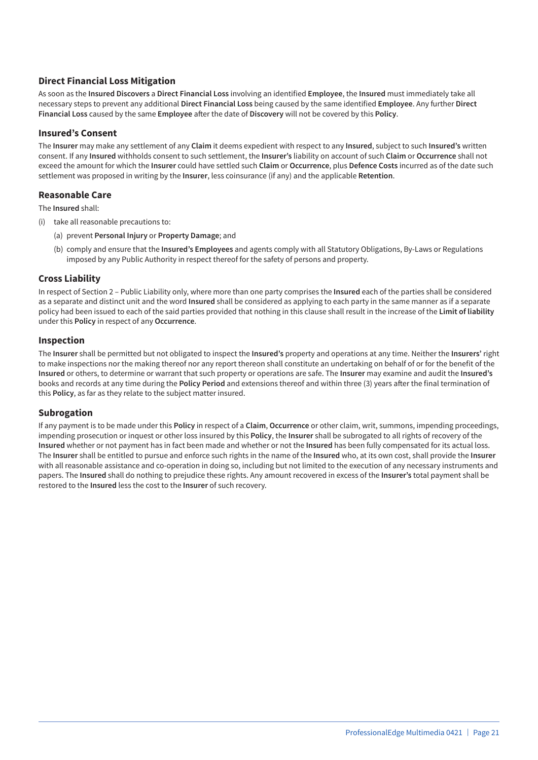## Direct Financial Loss Mitigation

As soon as the **Insured Discovers** a **Direct Financial Loss** involving an identified **Employee**, the **Insured** must immediately take all necessary steps to prevent any additional **Direct Financial Loss** being caused by the same identified **Employee**. Any further **Direct Financial Loss** caused by the same **Employee** after the date of **Discovery** will not be covered by this **Policy**.

## Insured's Consent

The **Insurer** may make any settlement of any **Claim** it deems expedient with respect to any **Insured**, subject to such **Insured's** written consent. If any **Insured** withholds consent to such settlement, the **Insurer's** liability on account of such **Claim** or **Occurrence** shall not exceed the amount for which the **Insurer** could have settled such **Claim** or **Occurrence**, plus **Defence Costs** incurred as of the date such settlement was proposed in writing by the **Insurer**, less coinsurance (if any) and the applicable **Retention**.

## Reasonable Care

The **Insured** shall:

(i) take all reasonable precautions to:

  (a) prevent **Personal Injury** or **Property Damage**; and

  (b) comply and ensure that the **Insured's Employees** and agents comply with all Statutory Obligations, By-Laws or Regulations imposed by any Public Authority in respect thereof for the safety of persons and property.

## Cross Liability

In respect of Section 2 – Public Liability only, where more than one party comprises the **Insured** each of the parties shall be considered as a separate and distinct unit and the word **Insured** shall be considered as applying to each party in the same manner as if a separate policy had been issued to each of the said parties provided that nothing in this clause shall result in the increase of the **Limit of liability** under this **Policy** in respect of any **Occurrence**.

## Inspection

The **Insurer** shall be permitted but not obligated to inspect the **Insured's** property and operations at any time. Neither the **Insurers'** right to make inspections nor the making thereof nor any report thereon shall constitute an undertaking on behalf of or for the benefit of the **Insured** or others, to determine or warrant that such property or operations are safe. The **Insurer** may examine and audit the **Insured's** books and records at any time during the **Policy Period** and extensions thereof and within three (3) years after the final termination of this **Policy**, as far as they relate to the subject matter insured.

## Subrogation

If any payment is to be made under this **Policy** in respect of a **Claim**, **Occurrence** or other claim, writ, summons, impending proceedings, impending prosecution or inquest or other loss insured by this **Policy**, the **Insurer** shall be subrogated to all rights of recovery of the **Insured** whether or not payment has in fact been made and whether or not the **Insured** has been fully compensated for its actual loss. The **Insurer** shall be entitled to pursue and enforce such rights in the name of the **Insured** who, at its own cost, shall provide the **Insurer** with all reasonable assistance and co-operation in doing so, including but not limited to the execution of any necessary instruments and papers. The **Insured** shall do nothing to prejudice these rights. Any amount recovered in excess of the **Insurer's** total payment shall be restored to the **Insured** less the cost to the **Insurer** of such recovery.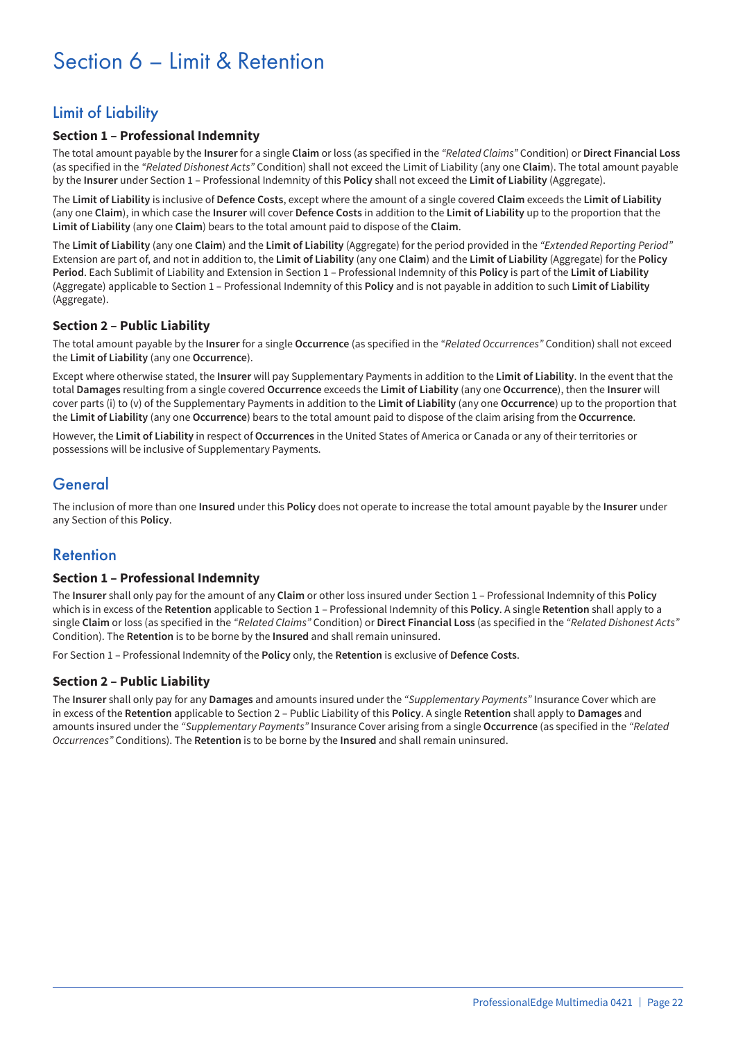# Section 6 – Limit & Retention

## Limit of Liability

### Section 1 – Professional Indemnity

The total amount payable by the **Insurer** for a single **Claim** or loss (as specified in the *"Related Claims"* Condition) or **Direct Financial Loss** (as specified in the *"Related Dishonest Acts"* Condition) shall not exceed the Limit of Liability (any one **Claim**). The total amount payable by the **Insurer** under Section 1 – Professional Indemnity of this **Policy** shall not exceed the **Limit of Liability** (Aggregate).

The **Limit of Liability** is inclusive of **Defence Costs**, except where the amount of a single covered **Claim** exceeds the **Limit of Liability** (any one **Claim**), in which case the **Insurer** will cover **Defence Costs** in addition to the **Limit of Liability** up to the proportion that the **Limit of Liability** (any one **Claim**) bears to the total amount paid to dispose of the **Claim**.

The **Limit of Liability** (any one **Claim**) and the **Limit of Liability** (Aggregate) for the period provided in the *"Extended Reporting Period"* Extension are part of, and not in addition to, the **Limit of Liability** (any one **Claim**) and the **Limit of Liability** (Aggregate) for the **Policy Period**. Each Sublimit of Liability and Extension in Section 1 – Professional Indemnity of this **Policy** is part of the **Limit of Liability** (Aggregate) applicable to Section 1 – Professional Indemnity of this **Policy** and is not payable in addition to such **Limit of Liability** (Aggregate).

### Section 2 – Public Liability

The total amount payable by the **Insurer** for a single **Occurrence** (as specified in the *"Related Occurrences"* Condition) shall not exceed the **Limit of Liability** (any one **Occurrence**).

Except where otherwise stated, the **Insurer** will pay Supplementary Payments in addition to the **Limit of Liability**. In the event that the total **Damages** resulting from a single covered **Occurrence** exceeds the **Limit of Liability** (any one **Occurrence**), then the **Insurer** will cover parts (i) to (v) of the Supplementary Payments in addition to the **Limit of Liability** (any one **Occurrence**) up to the proportion that the **Limit of Liability** (any one **Occurrence**) bears to the total amount paid to dispose of the claim arising from the **Occurrence**.

However, the **Limit of Liability** in respect of **Occurrences** in the United States of America or Canada or any of their territories or possessions will be inclusive of Supplementary Payments.

## General

The inclusion of more than one **Insured** under this **Policy** does not operate to increase the total amount payable by the **Insurer** under any Section of this **Policy**.

## Retention

### Section 1 – Professional Indemnity

The **Insurer** shall only pay for the amount of any **Claim** or other loss insured under Section 1 – Professional Indemnity of this **Policy** which is in excess of the **Retention** applicable to Section 1 – Professional Indemnity of this **Policy**. A single **Retention** shall apply to a single **Claim** or loss (as specified in the *"Related Claims"* Condition) or **Direct Financial Loss** (as specified in the *"Related Dishonest Acts"* Condition). The **Retention** is to be borne by the **Insured** and shall remain uninsured.

For Section 1 – Professional Indemnity of the **Policy** only, the **Retention** is exclusive of **Defence Costs**.

### Section 2 – Public Liability

The **Insurer** shall only pay for any **Damages** and amounts insured under the *"Supplementary Payments"* Insurance Cover which are in excess of the **Retention** applicable to Section 2 – Public Liability of this **Policy**. A single **Retention** shall apply to **Damages** and amounts insured under the *"Supplementary Payments"* Insurance Cover arising from a single **Occurrence** (as specified in the *"Related Occurrences"* Conditions). The **Retention** is to be borne by the **Insured** and shall remain uninsured.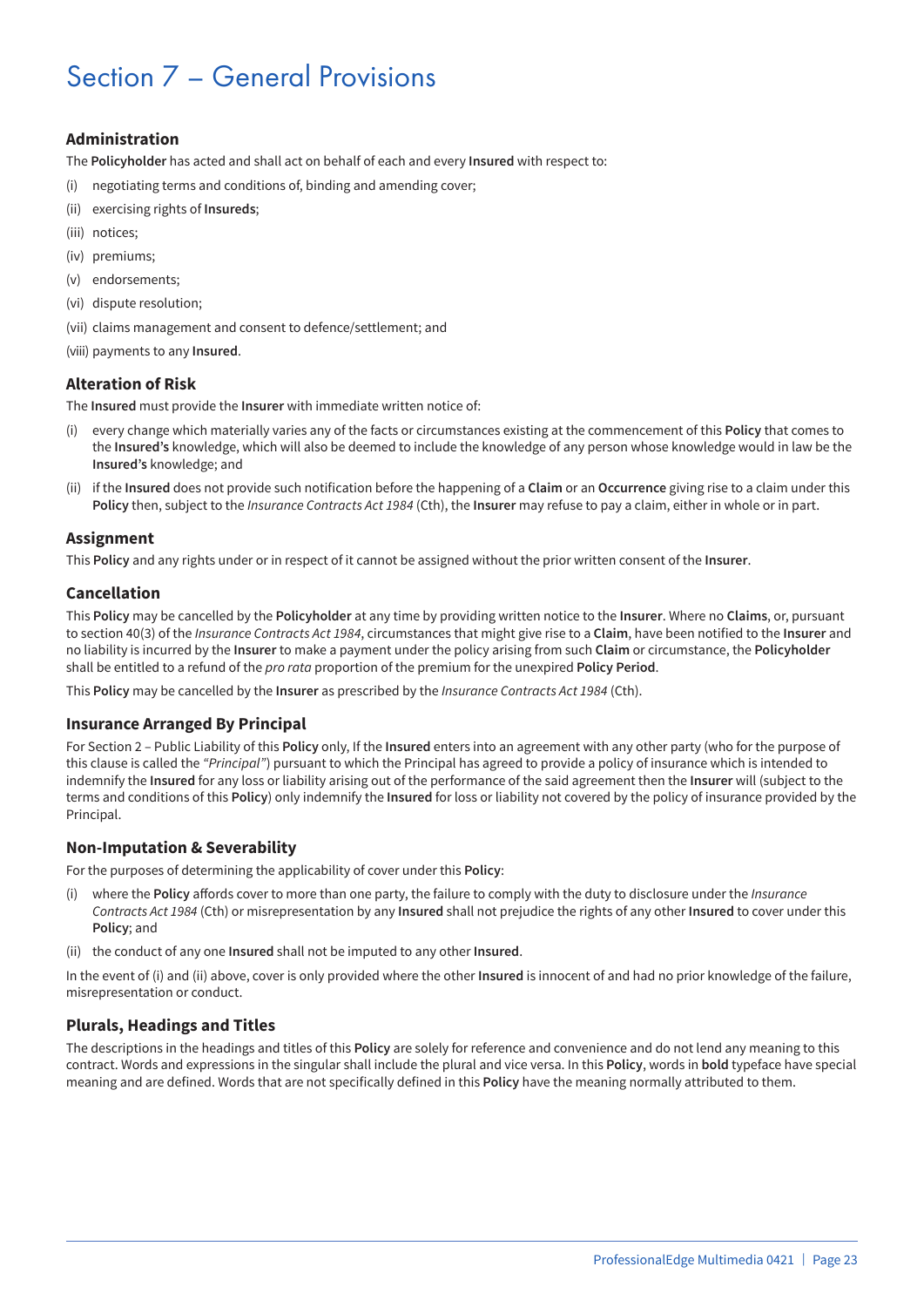# Section 7 – General Provisions

## Administration

The **Policyholder** has acted and shall act on behalf of each and every **Insured** with respect to:

(i) negotiating terms and conditions of, binding and amending cover;

(ii) exercising rights of **Insureds**;

(iii) notices;

(iv) premiums;

(v) endorsements;

(vi) dispute resolution;

(vii) claims management and consent to defence/settlement; and

(viii) payments to any **Insured**.

## Alteration of Risk

The **Insured** must provide the **Insurer** with immediate written notice of:

(i) every change which materially varies any of the facts or circumstances existing at the commencement of this **Policy** that comes to the **Insured's** knowledge, which will also be deemed to include the knowledge of any person whose knowledge would in law be the **Insured's** knowledge; and

(ii) if the **Insured** does not provide such notification before the happening of a **Claim** or an **Occurrence** giving rise to a claim under this **Policy** then, subject to the *Insurance Contracts Act 1984* (Cth), the **Insurer** may refuse to pay a claim, either in whole or in part.

## Assignment

This **Policy** and any rights under or in respect of it cannot be assigned without the prior written consent of the **Insurer**.

## Cancellation

This **Policy** may be cancelled by the **Policyholder** at any time by providing written notice to the **Insurer**. Where no **Claims**, or, pursuant to section 40(3) of the *Insurance Contracts Act 1984*, circumstances that might give rise to a **Claim**, have been notified to the **Insurer** and no liability is incurred by the **Insurer** to make a payment under the policy arising from such **Claim** or circumstance, the **Policyholder** shall be entitled to a refund of the *pro rata* proportion of the premium for the unexpired **Policy Period**.

This **Policy** may be cancelled by the **Insurer** as prescribed by the *Insurance Contracts Act 1984* (Cth).

## Insurance Arranged By Principal

For Section 2 – Public Liability of this **Policy** only, If the **Insured** enters into an agreement with any other party (who for the purpose of this clause is called the *"Principal"*) pursuant to which the Principal has agreed to provide a policy of insurance which is intended to indemnify the **Insured** for any loss or liability arising out of the performance of the said agreement then the **Insurer** will (subject to the terms and conditions of this **Policy**) only indemnify the **Insured** for loss or liability not covered by the policy of insurance provided by the Principal.

## Non-Imputation & Severability

For the purposes of determining the applicability of cover under this **Policy**:

(i) where the **Policy** affords cover to more than one party, the failure to comply with the duty to disclosure under the *Insurance Contracts Act 1984* (Cth) or misrepresentation by any **Insured** shall not prejudice the rights of any other **Insured** to cover under this **Policy**; and

(ii) the conduct of any one **Insured** shall not be imputed to any other **Insured**.

In the event of (i) and (ii) above, cover is only provided where the other **Insured** is innocent of and had no prior knowledge of the failure, misrepresentation or conduct.

## Plurals, Headings and Titles

The descriptions in the headings and titles of this **Policy** are solely for reference and convenience and do not lend any meaning to this contract. Words and expressions in the singular shall include the plural and vice versa. In this **Policy**, words in **bold** typeface have special meaning and are defined. Words that are not specifically defined in this **Policy** have the meaning normally attributed to them.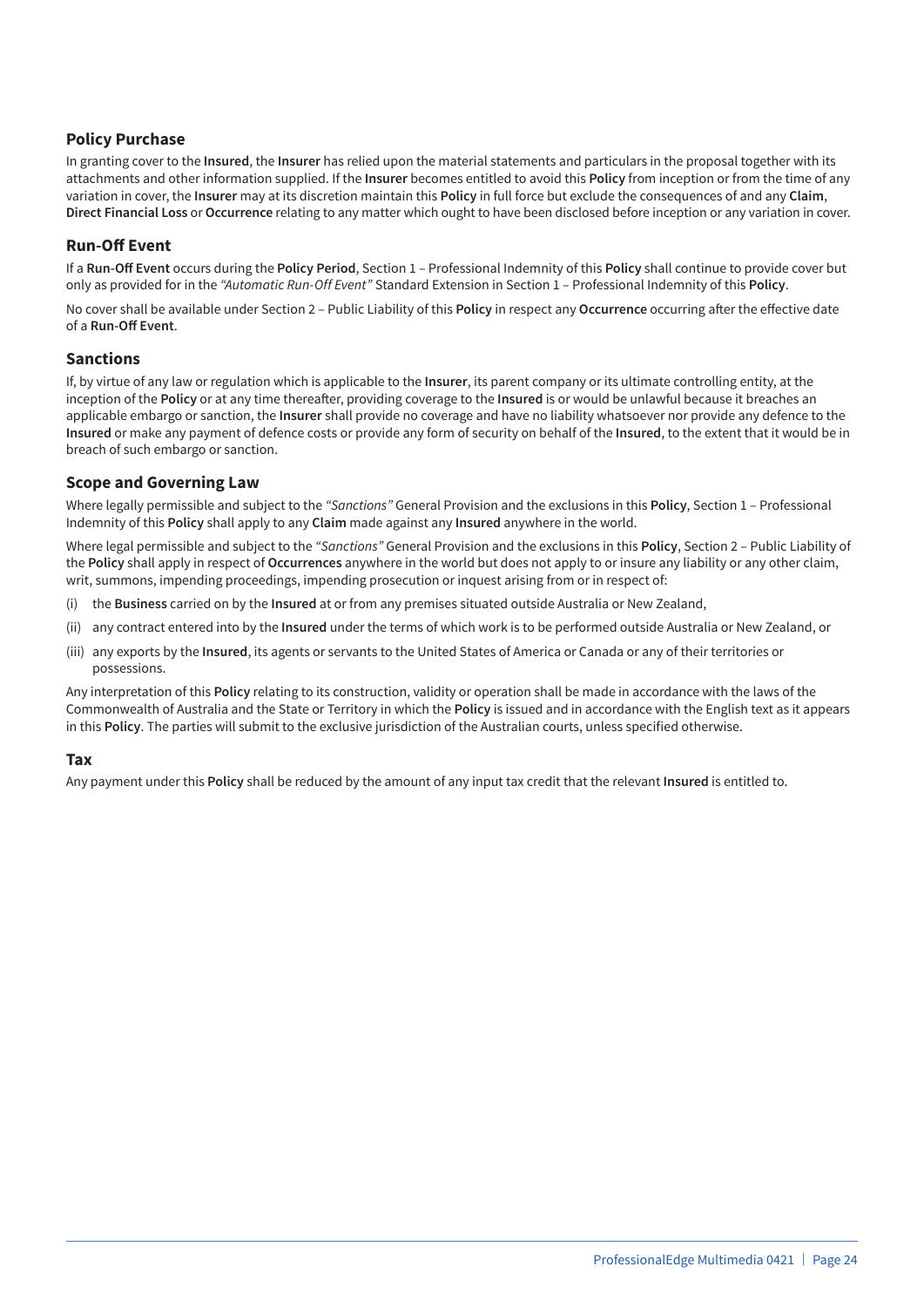## Policy Purchase

In granting cover to the **Insured**, the **Insurer** has relied upon the material statements and particulars in the proposal together with its attachments and other information supplied. If the **Insurer** becomes entitled to avoid this **Policy** from inception or from the time of any variation in cover, the **Insurer** may at its discretion maintain this **Policy** in full force but exclude the consequences of and any **Claim**, **Direct Financial Loss** or **Occurrence** relating to any matter which ought to have been disclosed before inception or any variation in cover.

## Run-Off Event

If a **Run-Off Event** occurs during the **Policy Period**, Section 1 – Professional Indemnity of this **Policy** shall continue to provide cover but only as provided for in the *"Automatic Run-Off Event"* Standard Extension in Section 1 – Professional Indemnity of this **Policy**.

No cover shall be available under Section 2 – Public Liability of this **Policy** in respect any **Occurrence** occurring after the effective date of a **Run-Off Event**.

## Sanctions

If, by virtue of any law or regulation which is applicable to the **Insurer**, its parent company or its ultimate controlling entity, at the inception of the **Policy** or at any time thereafter, providing coverage to the **Insured** is or would be unlawful because it breaches an applicable embargo or sanction, the **Insurer** shall provide no coverage and have no liability whatsoever nor provide any defence to the **Insured** or make any payment of defence costs or provide any form of security on behalf of the **Insured**, to the extent that it would be in breach of such embargo or sanction.

## Scope and Governing Law

Where legally permissible and subject to the *"Sanctions"* General Provision and the exclusions in this **Policy**, Section 1 – Professional Indemnity of this **Policy** shall apply to any **Claim** made against any **Insured** anywhere in the world.

Where legal permissible and subject to the *"Sanctions"* General Provision and the exclusions in this **Policy**, Section 2 – Public Liability of the **Policy** shall apply in respect of **Occurrences** anywhere in the world but does not apply to or insure any liability or any other claim, writ, summons, impending proceedings, impending prosecution or inquest arising from or in respect of:

(i) the **Business** carried on by the **Insured** at or from any premises situated outside Australia or New Zealand,

(ii) any contract entered into by the **Insured** under the terms of which work is to be performed outside Australia or New Zealand, or

(iii) any exports by the **Insured**, its agents or servants to the United States of America or Canada or any of their territories or possessions.

Any interpretation of this **Policy** relating to its construction, validity or operation shall be made in accordance with the laws of the Commonwealth of Australia and the State or Territory in which the **Policy** is issued and in accordance with the English text as it appears in this **Policy**. The parties will submit to the exclusive jurisdiction of the Australian courts, unless specified otherwise.

## Tax

Any payment under this **Policy** shall be reduced by the amount of any input tax credit that the relevant **Insured** is entitled to.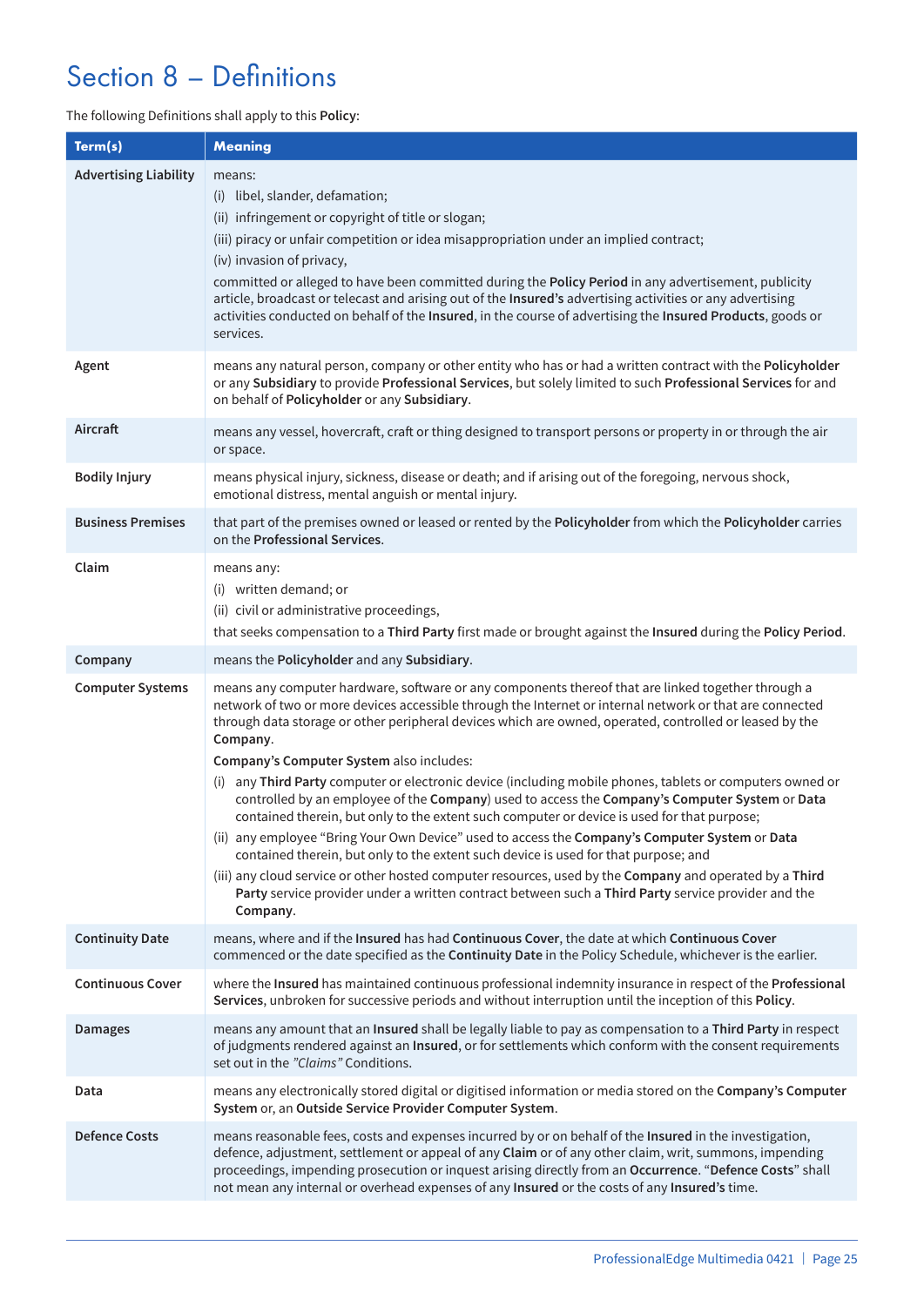# Section 8 – Definitions

The following Definitions shall apply to this **Policy**:

| Term(s) | Meaning |
|---|---|
| **Advertising Liability** | means:<br>(i) libel, slander, defamation;<br>(ii) infringement or copyright of title or slogan;<br>(iii) piracy or unfair competition or idea misappropriation under an implied contract;<br>(iv) invasion of privacy,<br>committed or alleged to have been committed during the **Policy Period** in any advertisement, publicity article, broadcast or telecast and arising out of the **Insured's** advertising activities or any advertising activities conducted on behalf of the **Insured**, in the course of advertising the **Insured Products**, goods or services. |
| **Agent** | means any natural person, company or other entity who has or had a written contract with the **Policyholder** or any **Subsidiary** to provide **Professional Services**, but solely limited to such **Professional Services** for and on behalf of **Policyholder** or any **Subsidiary**. |
| **Aircraft** | means any vessel, hovercraft, craft or thing designed to transport persons or property in or through the air or space. |
| **Bodily Injury** | means physical injury, sickness, disease or death; and if arising out of the foregoing, nervous shock, emotional distress, mental anguish or mental injury. |
| **Business Premises** | that part of the premises owned or leased or rented by the **Policyholder** from which the **Policyholder** carries on the **Professional Services**. |
| **Claim** | means any:<br>(i) written demand; or<br>(ii) civil or administrative proceedings,<br>that seeks compensation to a **Third Party** first made or brought against the **Insured** during the **Policy Period**. |
| **Company** | means the **Policyholder** and any **Subsidiary**. |
| **Computer Systems** | means any computer hardware, software or any components thereof that are linked together through a network of two or more devices accessible through the Internet or internal network or that are connected through data storage or other peripheral devices which are owned, operated, controlled or leased by the **Company**.<br>**Company's Computer System** also includes:<br>(i) any **Third Party** computer or electronic device (including mobile phones, tablets or computers owned or controlled by an employee of the **Company**) used to access the **Company's Computer System** or **Data** contained therein, but only to the extent such computer or device is used for that purpose;<br>(ii) any employee "Bring Your Own Device" used to access the **Company's Computer System** or **Data** contained therein, but only to the extent such device is used for that purpose; and<br>(iii) any cloud service or other hosted computer resources, used by the **Company** and operated by a **Third Party** service provider under a written contract between such a **Third Party** service provider and the **Company**. |
| **Continuity Date** | means, where and if the **Insured** has had **Continuous Cover**, the date at which **Continuous Cover** commenced or the date specified as the **Continuity Date** in the Policy Schedule, whichever is the earlier. |
| **Continuous Cover** | where the **Insured** has maintained continuous professional indemnity insurance in respect of the **Professional Services**, unbroken for successive periods and without interruption until the inception of this **Policy**. |
| **Damages** | means any amount that an **Insured** shall be legally liable to pay as compensation to a **Third Party** in respect of judgments rendered against an **Insured**, or for settlements which conform with the consent requirements set out in the *"Claims"* Conditions. |
| **Data** | means any electronically stored digital or digitised information or media stored on the **Company's Computer System** or, an **Outside Service Provider Computer System**. |
| **Defence Costs** | means reasonable fees, costs and expenses incurred by or on behalf of the **Insured** in the investigation, defence, adjustment, settlement or appeal of any **Claim** or of any other claim, writ, summons, impending proceedings, impending prosecution or inquest arising directly from an **Occurrence**. "**Defence Costs**" shall not mean any internal or overhead expenses of any **Insured** or the costs of any **Insured's** time. |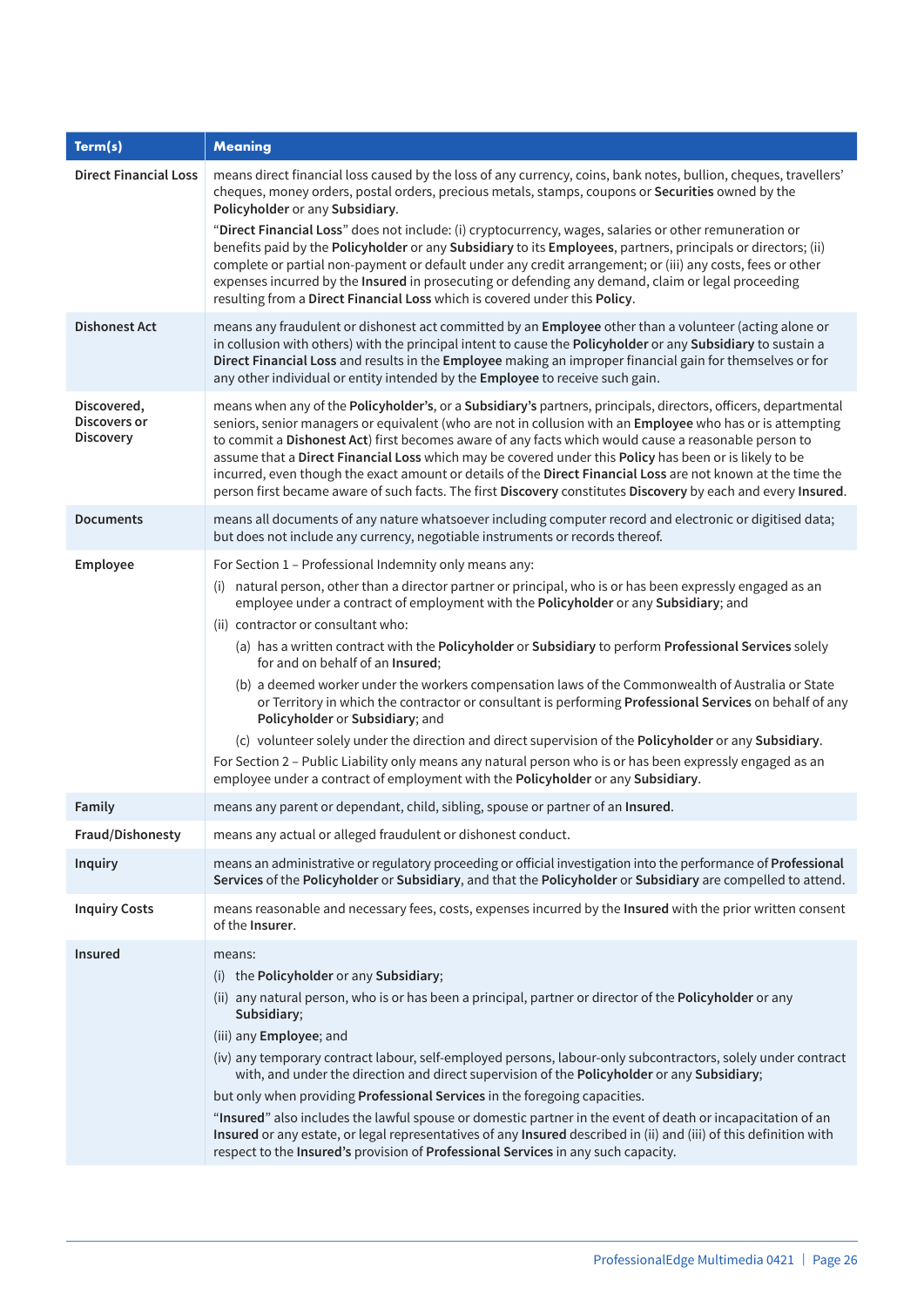| Term(s) | Meaning |
|---|---|
| **Direct Financial Loss** | means direct financial loss caused by the loss of any currency, coins, bank notes, bullion, cheques, travellers' cheques, money orders, postal orders, precious metals, stamps, coupons or **Securities** owned by the **Policyholder** or any **Subsidiary**.<br><br>"**Direct Financial Loss**" does not include: (i) cryptocurrency, wages, salaries or other remuneration or benefits paid by the **Policyholder** or any **Subsidiary** to its **Employees**, partners, principals or directors; (ii) complete or partial non-payment or default under any credit arrangement; or (iii) any costs, fees or other expenses incurred by the **Insured** in prosecuting or defending any demand, claim or legal proceeding resulting from a **Direct Financial Loss** which is covered under this **Policy**. |
| **Dishonest Act** | means any fraudulent or dishonest act committed by an **Employee** other than a volunteer (acting alone or in collusion with others) with the principal intent to cause the **Policyholder** or any **Subsidiary** to sustain a **Direct Financial Loss** and results in the **Employee** making an improper financial gain for themselves or for any other individual or entity intended by the **Employee** to receive such gain. |
| **Discovered, Discovers or Discovery** | means when any of the **Policyholder's**, or a **Subsidiary's** partners, principals, directors, officers, departmental seniors, senior managers or equivalent (who are not in collusion with an **Employee** who has or is attempting to commit a **Dishonest Act**) first becomes aware of any facts which would cause a reasonable person to assume that a **Direct Financial Loss** which may be covered under this **Policy** has been or is likely to be incurred, even though the exact amount or details of the **Direct Financial Loss** are not known at the time the person first became aware of such facts. The first **Discovery** constitutes **Discovery** by each and every **Insured**. |
| **Documents** | means all documents of any nature whatsoever including computer record and electronic or digitised data; but does not include any currency, negotiable instruments or records thereof. |
| **Employee** | For Section 1 – Professional Indemnity only means any:<br>(i) natural person, other than a director partner or principal, who is or has been expressly engaged as an employee under a contract of employment with the **Policyholder** or any **Subsidiary**; and<br>(ii) contractor or consultant who:<br>(a) has a written contract with the **Policyholder** or **Subsidiary** to perform **Professional Services** solely for and on behalf of an **Insured**;<br>(b) a deemed worker under the workers compensation laws of the Commonwealth of Australia or State or Territory in which the contractor or consultant is performing **Professional Services** on behalf of any **Policyholder** or **Subsidiary**; and<br>(c) volunteer solely under the direction and direct supervision of the **Policyholder** or any **Subsidiary**.<br>For Section 2 – Public Liability only means any natural person who is or has been expressly engaged as an employee under a contract of employment with the **Policyholder** or any **Subsidiary**. |
| **Family** | means any parent or dependant, child, sibling, spouse or partner of an **Insured**. |
| **Fraud/Dishonesty** | means any actual or alleged fraudulent or dishonest conduct. |
| **Inquiry** | means an administrative or regulatory proceeding or official investigation into the performance of **Professional Services** of the **Policyholder** or **Subsidiary**, and that the **Policyholder** or **Subsidiary** are compelled to attend. |
| **Inquiry Costs** | means reasonable and necessary fees, costs, expenses incurred by the **Insured** with the prior written consent of the **Insurer**. |
| **Insured** | means:<br>(i) the **Policyholder** or any **Subsidiary**;<br>(ii) any natural person, who is or has been a principal, partner or director of the **Policyholder** or any **Subsidiary**;<br>(iii) any **Employee**; and<br>(iv) any temporary contract labour, self-employed persons, labour-only subcontractors, solely under contract with, and under the direction and direct supervision of the **Policyholder** or any **Subsidiary**;<br>but only when providing **Professional Services** in the foregoing capacities.<br>"**Insured**" also includes the lawful spouse or domestic partner in the event of death or incapacitation of an **Insured** or any estate, or legal representatives of any **Insured** described in (ii) and (iii) of this definition with respect to the **Insured's** provision of **Professional Services** in any such capacity. |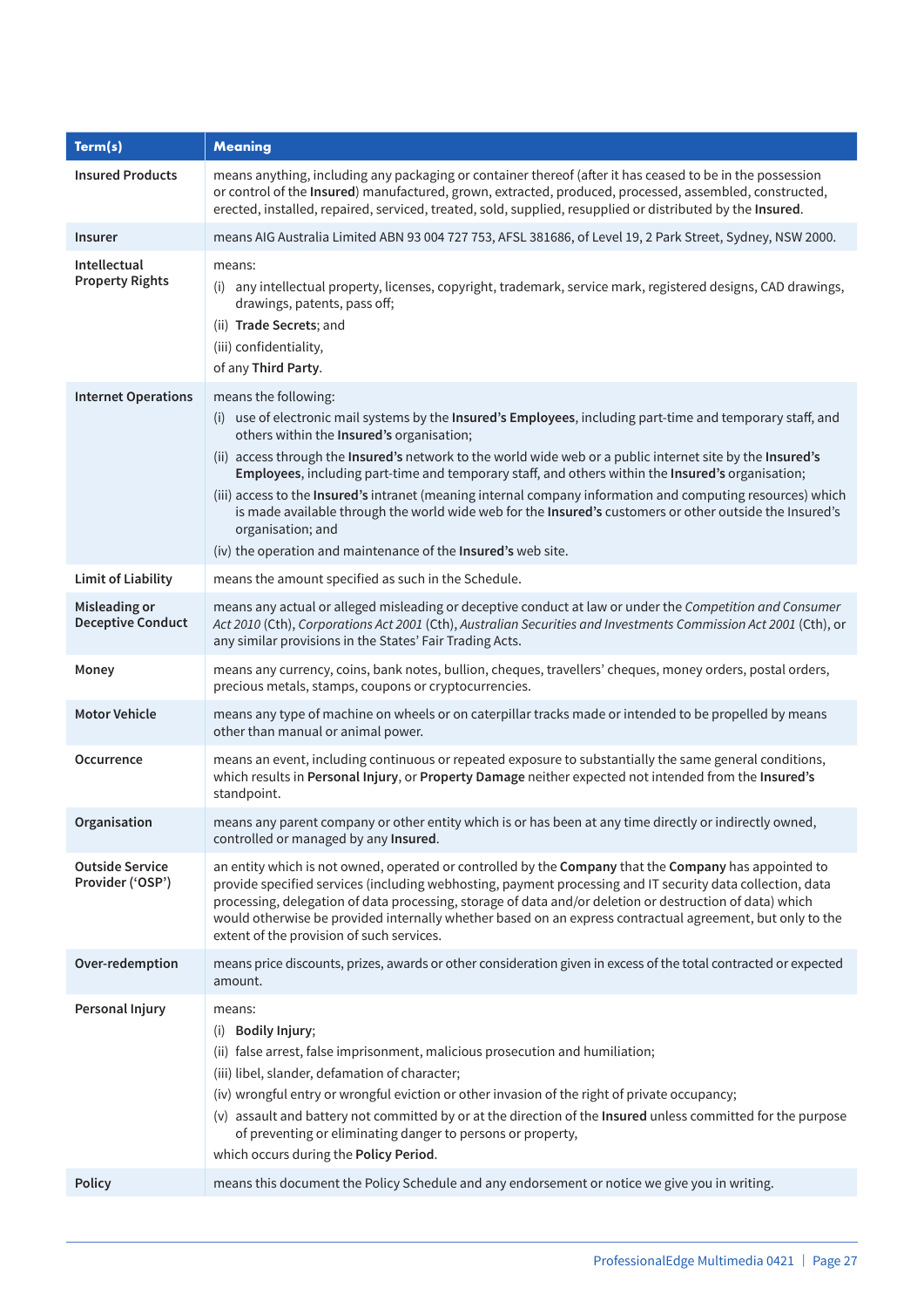| Term(s) | Meaning |
|---|---|
| **Insured Products** | means anything, including any packaging or container thereof (after it has ceased to be in the possession or control of the **Insured**) manufactured, grown, extracted, produced, processed, assembled, constructed, erected, installed, repaired, serviced, treated, sold, supplied, resupplied or distributed by the **Insured**. |
| **Insurer** | means AIG Australia Limited ABN 93 004 727 753, AFSL 381686, of Level 19, 2 Park Street, Sydney, NSW 2000. |
| **Intellectual Property Rights** | means:<br>(i) any intellectual property, licenses, copyright, trademark, service mark, registered designs, CAD drawings, drawings, patents, pass off;<br>(ii) **Trade Secrets**; and<br>(iii) confidentiality,<br>of any **Third Party**. |
| **Internet Operations** | means the following:<br>(i) use of electronic mail systems by the **Insured's Employees**, including part-time and temporary staff, and others within the **Insured's** organisation;<br>(ii) access through the **Insured's** network to the world wide web or a public internet site by the **Insured's Employees**, including part-time and temporary staff, and others within the **Insured's** organisation;<br>(iii) access to the **Insured's** intranet (meaning internal company information and computing resources) which is made available through the world wide web for the **Insured's** customers or other outside the Insured's organisation; and<br>(iv) the operation and maintenance of the **Insured's** web site. |
| **Limit of Liability** | means the amount specified as such in the Schedule. |
| **Misleading or Deceptive Conduct** | means any actual or alleged misleading or deceptive conduct at law or under the *Competition and Consumer Act 2010* (Cth), *Corporations Act 2001* (Cth), *Australian Securities and Investments Commission Act 2001* (Cth), or any similar provisions in the States' Fair Trading Acts. |
| **Money** | means any currency, coins, bank notes, bullion, cheques, travellers' cheques, money orders, postal orders, precious metals, stamps, coupons or cryptocurrencies. |
| **Motor Vehicle** | means any type of machine on wheels or on caterpillar tracks made or intended to be propelled by means other than manual or animal power. |
| **Occurrence** | means an event, including continuous or repeated exposure to substantially the same general conditions, which results in **Personal Injury**, or **Property Damage** neither expected not intended from the **Insured's** standpoint. |
| **Organisation** | means any parent company or other entity which is or has been at any time directly or indirectly owned, controlled or managed by any **Insured**. |
| **Outside Service Provider ('OSP')** | an entity which is not owned, operated or controlled by the **Company** that the **Company** has appointed to provide specified services (including webhosting, payment processing and IT security data collection, data processing, delegation of data processing, storage of data and/or deletion or destruction of data) which would otherwise be provided internally whether based on an express contractual agreement, but only to the extent of the provision of such services. |
| **Over-redemption** | means price discounts, prizes, awards or other consideration given in excess of the total contracted or expected amount. |
| **Personal Injury** | means:<br>(i) **Bodily Injury**;<br>(ii) false arrest, false imprisonment, malicious prosecution and humiliation;<br>(iii) libel, slander, defamation of character;<br>(iv) wrongful entry or wrongful eviction or other invasion of the right of private occupancy;<br>(v) assault and battery not committed by or at the direction of the **Insured** unless committed for the purpose of preventing or eliminating danger to persons or property,<br>which occurs during the **Policy Period**. |
| **Policy** | means this document the Policy Schedule and any endorsement or notice we give you in writing. |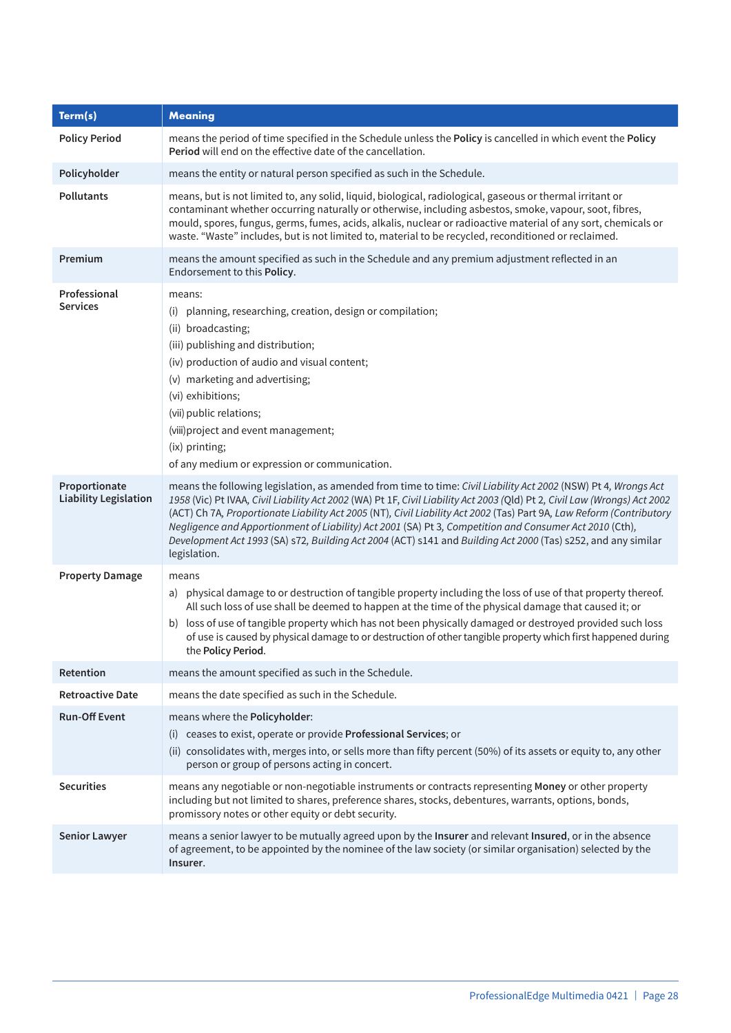| Term(s) | Meaning |
|---|---|
| **Policy Period** | means the period of time specified in the Schedule unless the **Policy** is cancelled in which event the **Policy Period** will end on the effective date of the cancellation. |
| **Policyholder** | means the entity or natural person specified as such in the Schedule. |
| **Pollutants** | means, but is not limited to, any solid, liquid, biological, radiological, gaseous or thermal irritant or contaminant whether occurring naturally or otherwise, including asbestos, smoke, vapour, soot, fibres, mould, spores, fungus, germs, fumes, acids, alkalis, nuclear or radioactive material of any sort, chemicals or waste. "Waste" includes, but is not limited to, material to be recycled, reconditioned or reclaimed. |
| **Premium** | means the amount specified as such in the Schedule and any premium adjustment reflected in an Endorsement to this **Policy**. |
| **Professional Services** | means:<br>(i) planning, researching, creation, design or compilation;<br>(ii) broadcasting;<br>(iii) publishing and distribution;<br>(iv) production of audio and visual content;<br>(v) marketing and advertising;<br>(vi) exhibitions;<br>(vii) public relations;<br>(viii) project and event management;<br>(ix) printing;<br>of any medium or expression or communication. |
| **Proportionate Liability Legislation** | means the following legislation, as amended from time to time: *Civil Liability Act 2002* (NSW) Pt 4, *Wrongs Act 1958* (Vic) Pt IVAA, *Civil Liability Act 2002* (WA) Pt 1F, *Civil Liability Act 2003* (Qld) Pt 2, *Civil Law (Wrongs) Act 2002* (ACT) Ch 7A, *Proportionate Liability Act 2005* (NT), *Civil Liability Act 2002* (Tas) Part 9A, *Law Reform (Contributory Negligence and Apportionment of Liability) Act 2001* (SA) Pt 3, *Competition and Consumer Act 2010* (Cth), *Development Act 1993* (SA) s72, *Building Act 2004* (ACT) s141 and *Building Act 2000* (Tas) s252, and any similar legislation. |
| **Property Damage** | means<br>a) physical damage to or destruction of tangible property including the loss of use of that property thereof. All such loss of use shall be deemed to happen at the time of the physical damage that caused it; or<br>b) loss of use of tangible property which has not been physically damaged or destroyed provided such loss of use is caused by physical damage to or destruction of other tangible property which first happened during the **Policy Period**. |
| **Retention** | means the amount specified as such in the Schedule. |
| **Retroactive Date** | means the date specified as such in the Schedule. |
| **Run-Off Event** | means where the **Policyholder**:<br>(i) ceases to exist, operate or provide **Professional Services**; or<br>(ii) consolidates with, merges into, or sells more than fifty percent (50%) of its assets or equity to, any other person or group of persons acting in concert. |
| **Securities** | means any negotiable or non-negotiable instruments or contracts representing **Money** or other property including but not limited to shares, preference shares, stocks, debentures, warrants, options, bonds, promissory notes or other equity or debt security. |
| **Senior Lawyer** | means a senior lawyer to be mutually agreed upon by the **Insurer** and relevant **Insured**, or in the absence of agreement, to be appointed by the nominee of the law society (or similar organisation) selected by the **Insurer**. |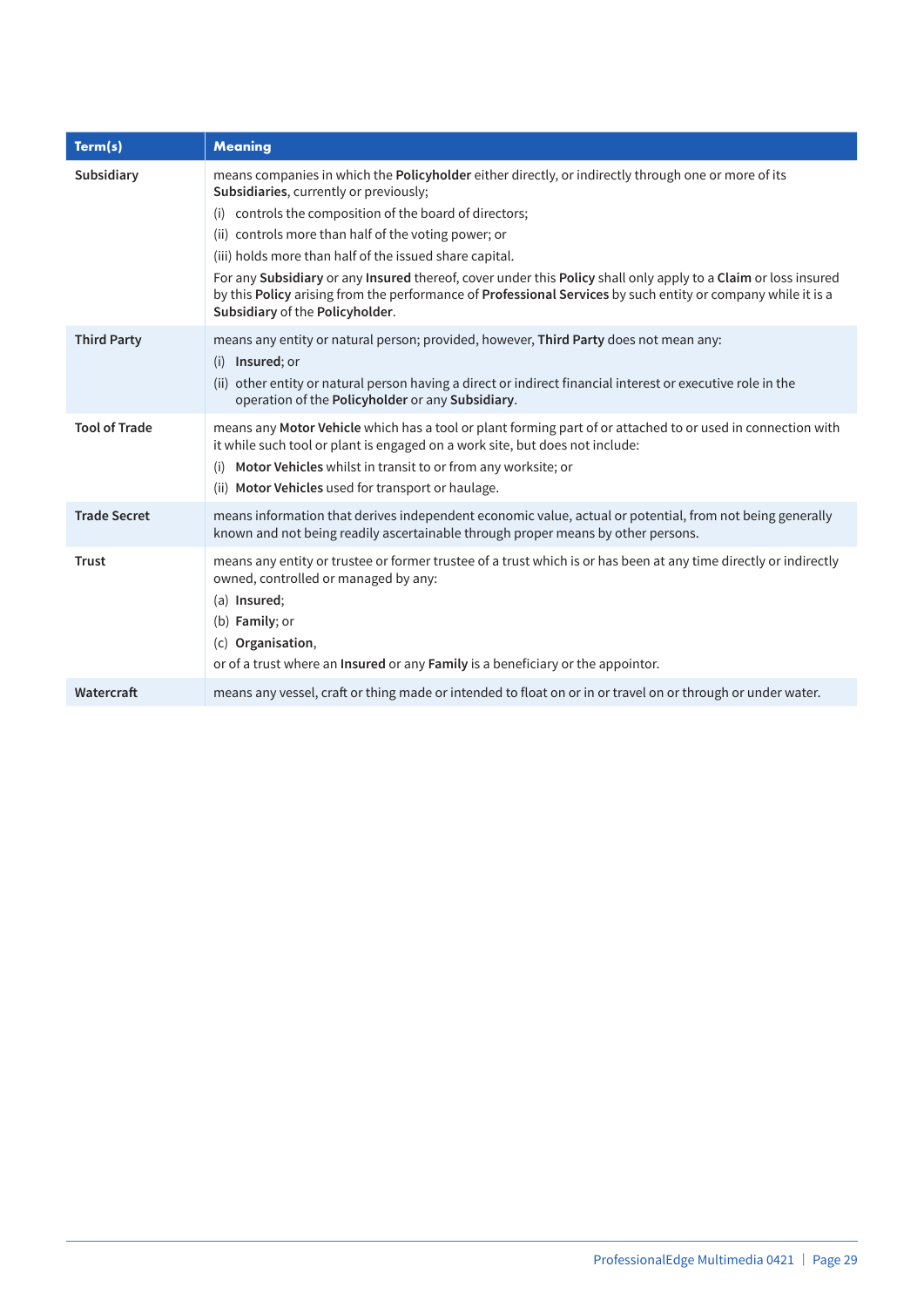| Term(s) | Meaning |
| --- | --- |
| **Subsidiary** | means companies in which the **Policyholder** either directly, or indirectly through one or more of its **Subsidiaries**, currently or previously;<br>(i) controls the composition of the board of directors;<br>(ii) controls more than half of the voting power; or<br>(iii) holds more than half of the issued share capital.<br>For any **Subsidiary** or any **Insured** thereof, cover under this **Policy** shall only apply to a **Claim** or loss insured by this **Policy** arising from the performance of **Professional Services** by such entity or company while it is a **Subsidiary** of the **Policyholder**. |
| **Third Party** | means any entity or natural person; provided, however, **Third Party** does not mean any:<br>(i) **Insured**; or<br>(ii) other entity or natural person having a direct or indirect financial interest or executive role in the operation of the **Policyholder** or any **Subsidiary**. |
| **Tool of Trade** | means any **Motor Vehicle** which has a tool or plant forming part of or attached to or used in connection with it while such tool or plant is engaged on a work site, but does not include:<br>(i) **Motor Vehicles** whilst in transit to or from any worksite; or<br>(ii) **Motor Vehicles** used for transport or haulage. |
| **Trade Secret** | means information that derives independent economic value, actual or potential, from not being generally known and not being readily ascertainable through proper means by other persons. |
| **Trust** | means any entity or trustee or former trustee of a trust which is or has been at any time directly or indirectly owned, controlled or managed by any:<br>(a) **Insured**;<br>(b) **Family**; or<br>(c) **Organisation**,<br>or of a trust where an **Insured** or any **Family** is a beneficiary or the appointor. |
| **Watercraft** | means any vessel, craft or thing made or intended to float on or in or travel on or through or under water. |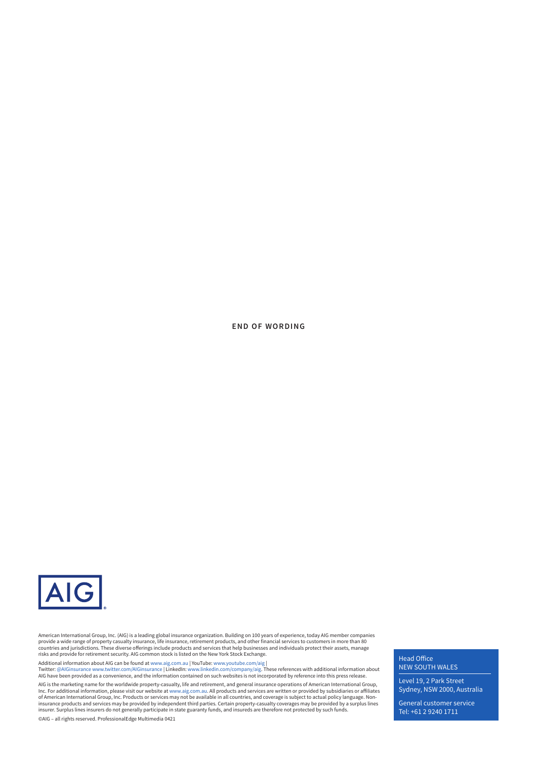**END OF WORDING**

American International Group, Inc. (AIG) is a leading global insurance organization. Building on 100 years of experience, today AIG member companies provide a wide range of property casualty insurance, life insurance, retirement products, and other financial services to customers in more than 80 countries and jurisdictions. These diverse offerings include products and services that help businesses and individuals protect their assets, manage risks and provide for retirement security. AIG common stock is listed on the New York Stock Exchange.

Additional information about AIG can be found at www.aig.com.au | YouTube: www.youtube.com/aig | Twitter: @AIGinsurance www.twitter.com/AIGinsurance | LinkedIn: www.linkedin.com/company/aig. These references with additional information about AIG have been provided as a convenience, and the information contained on such websites is not incorporated by reference into this press release.

AIG is the marketing name for the worldwide property-casualty, life and retirement, and general insurance operations of American International Group, Inc. For additional information, please visit our website at www.aig.com.au. All products and services are written or provided by subsidiaries or affiliates of American International Group, Inc. Products or services may not be available in all countries, and coverage is subject to actual policy language. Non-insurance products and services may be provided by independent third parties. Certain property-casualty coverages may be provided by a surplus lines insurer. Surplus lines insurers do not generally participate in state guaranty funds, and insureds are therefore not protected by such funds.

©AIG – all rights reserved. ProfessionalEdge Multimedia 0421

Head Office
NEW SOUTH WALES

Level 19, 2 Park Street
Sydney, NSW 2000, Australia

General customer service
Tel: +61 2 9240 1711